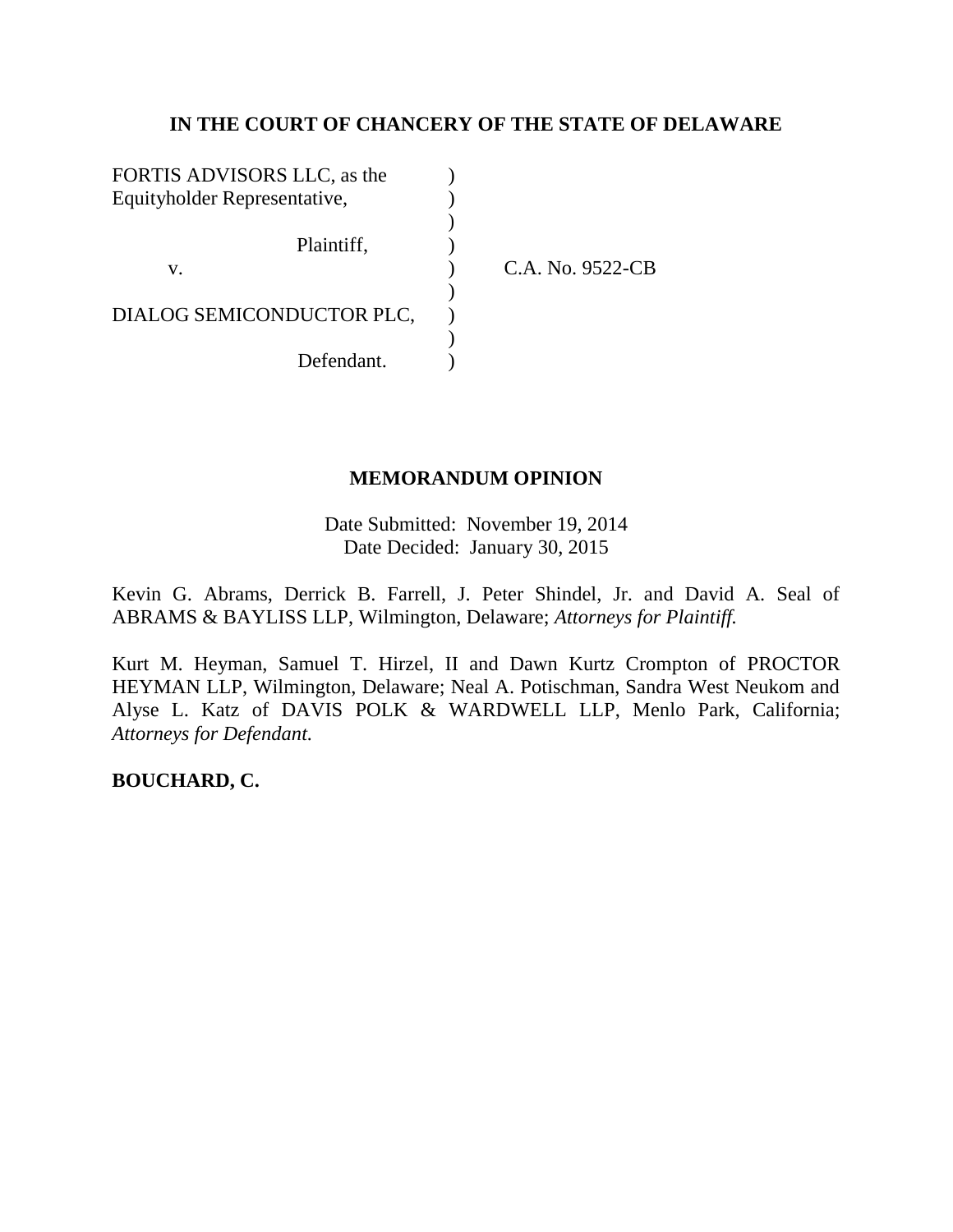**IN THE COURT OF CHANCERY OF THE STATE OF DELAWARE**

| | | |
|---|---|---|
| FORTIS ADVISORS LLC, as the Equityholder Representative, | ) | |
| | ) | |
| Plaintiff, | ) | |
| v. | ) | C.A. No. 9522-CB |
| | ) | |
| DIALOG SEMICONDUCTOR PLC, | ) | |
| | ) | |
| Defendant. | ) | |

**MEMORANDUM OPINION**

Date Submitted: November 19, 2014
Date Decided: January 30, 2015

Kevin G. Abrams, Derrick B. Farrell, J. Peter Shindel, Jr. and David A. Seal of ABRAMS & BAYLISS LLP, Wilmington, Delaware; *Attorneys for Plaintiff.*

Kurt M. Heyman, Samuel T. Hirzel, II and Dawn Kurtz Crompton of PROCTOR HEYMAN LLP, Wilmington, Delaware; Neal A. Potischman, Sandra West Neukom and Alyse L. Katz of DAVIS POLK & WARDWELL LLP, Menlo Park, California; *Attorneys for Defendant.*

**BOUCHARD, C.**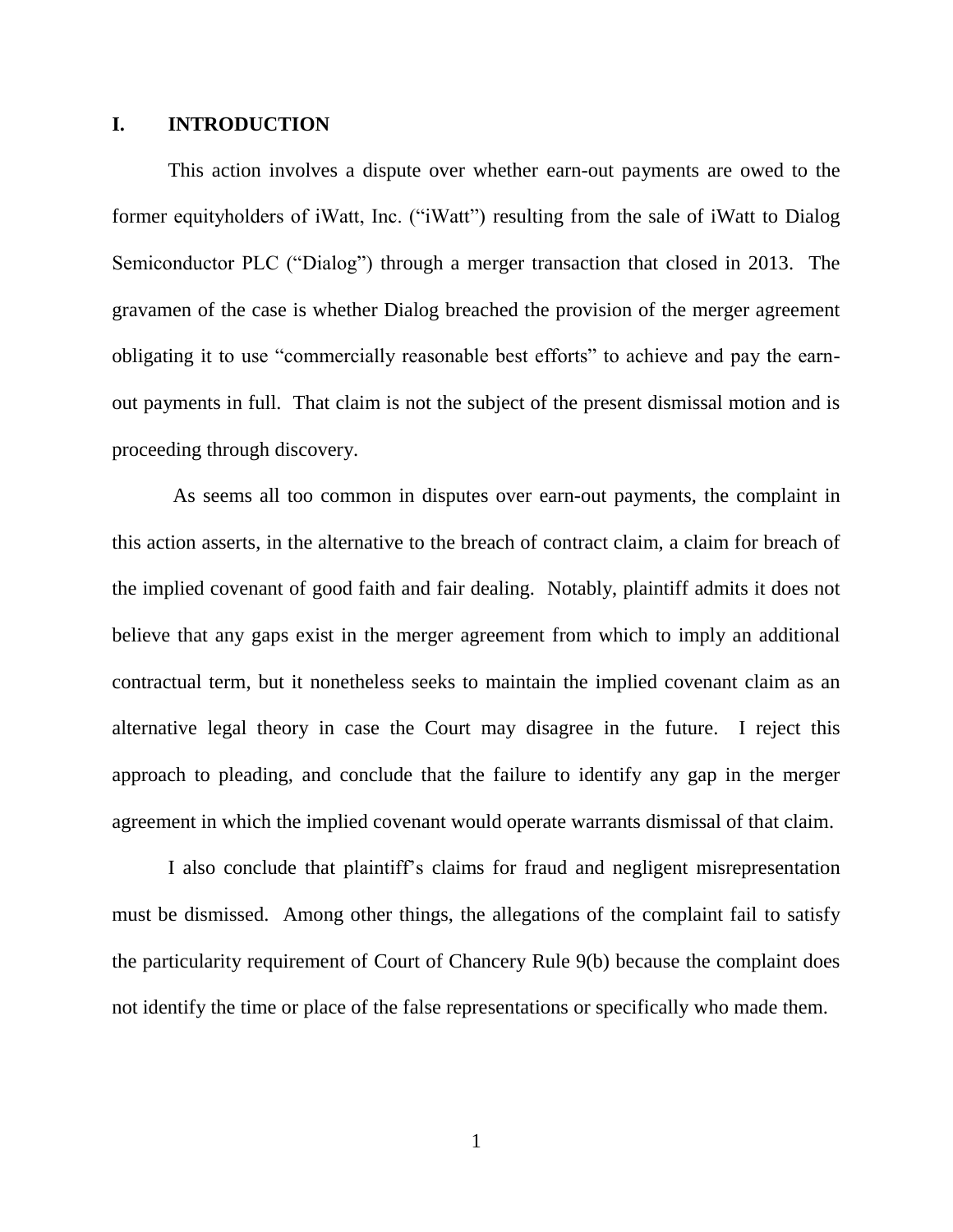## I. INTRODUCTION

This action involves a dispute over whether earn-out payments are owed to the former equityholders of iWatt, Inc. ("iWatt") resulting from the sale of iWatt to Dialog Semiconductor PLC ("Dialog") through a merger transaction that closed in 2013. The gravamen of the case is whether Dialog breached the provision of the merger agreement obligating it to use "commercially reasonable best efforts" to achieve and pay the earn-out payments in full. That claim is not the subject of the present dismissal motion and is proceeding through discovery.

As seems all too common in disputes over earn-out payments, the complaint in this action asserts, in the alternative to the breach of contract claim, a claim for breach of the implied covenant of good faith and fair dealing. Notably, plaintiff admits it does not believe that any gaps exist in the merger agreement from which to imply an additional contractual term, but it nonetheless seeks to maintain the implied covenant claim as an alternative legal theory in case the Court may disagree in the future. I reject this approach to pleading, and conclude that the failure to identify any gap in the merger agreement in which the implied covenant would operate warrants dismissal of that claim.

I also conclude that plaintiff's claims for fraud and negligent misrepresentation must be dismissed. Among other things, the allegations of the complaint fail to satisfy the particularity requirement of Court of Chancery Rule 9(b) because the complaint does not identify the time or place of the false representations or specifically who made them.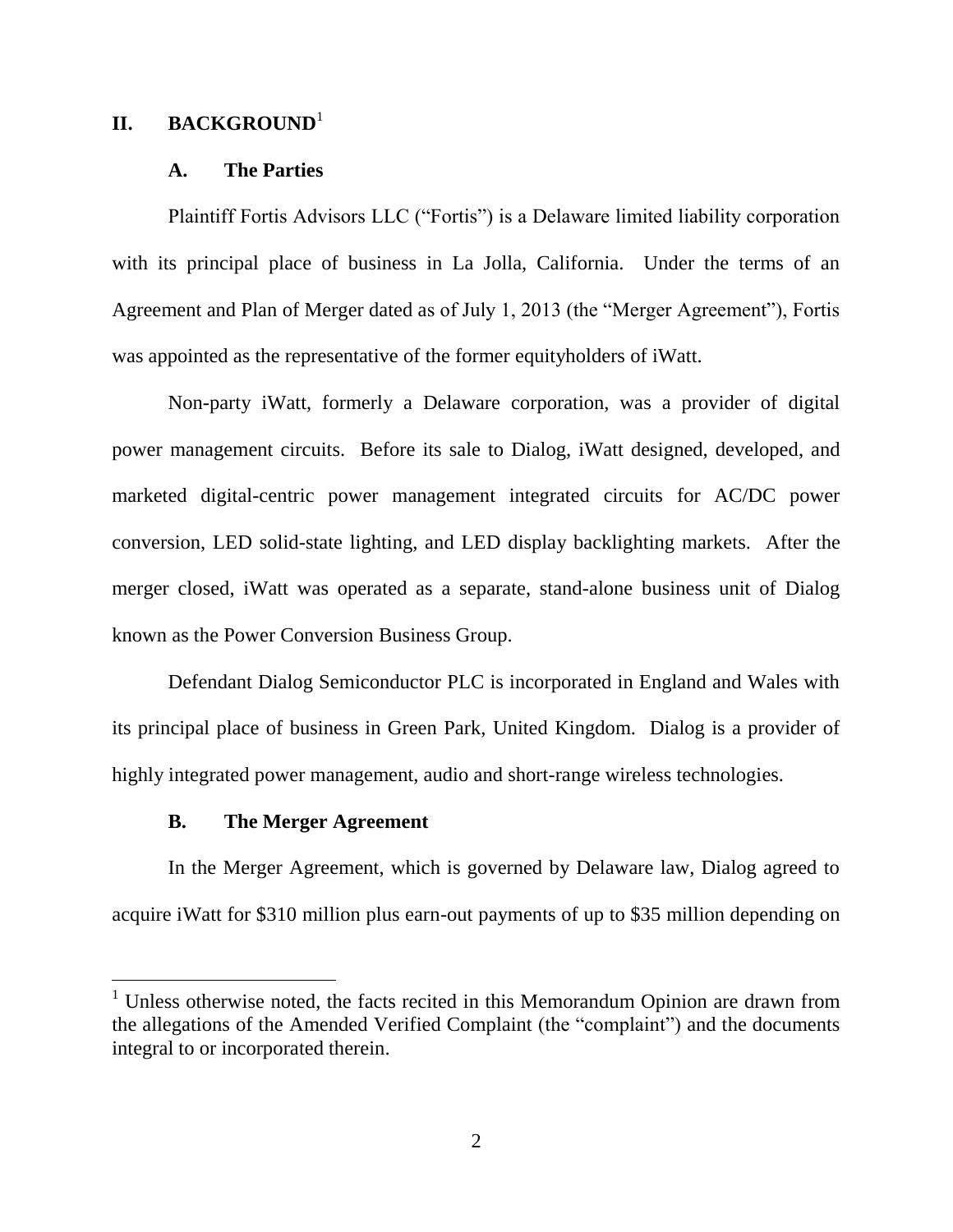## II. BACKGROUND[1]

### A. The Parties

Plaintiff Fortis Advisors LLC ("Fortis") is a Delaware limited liability corporation with its principal place of business in La Jolla, California. Under the terms of an Agreement and Plan of Merger dated as of July 1, 2013 (the "Merger Agreement"), Fortis was appointed as the representative of the former equityholders of iWatt.

Non-party iWatt, formerly a Delaware corporation, was a provider of digital power management circuits. Before its sale to Dialog, iWatt designed, developed, and marketed digital-centric power management integrated circuits for AC/DC power conversion, LED solid-state lighting, and LED display backlighting markets. After the merger closed, iWatt was operated as a separate, stand-alone business unit of Dialog known as the Power Conversion Business Group.

Defendant Dialog Semiconductor PLC is incorporated in England and Wales with its principal place of business in Green Park, United Kingdom. Dialog is a provider of highly integrated power management, audio and short-range wireless technologies.

### B. The Merger Agreement

In the Merger Agreement, which is governed by Delaware law, Dialog agreed to acquire iWatt for $310 million plus earn-out payments of up to $35 million depending on

---

[1] Unless otherwise noted, the facts recited in this Memorandum Opinion are drawn from the allegations of the Amended Verified Complaint (the "complaint") and the documents integral to or incorporated therein.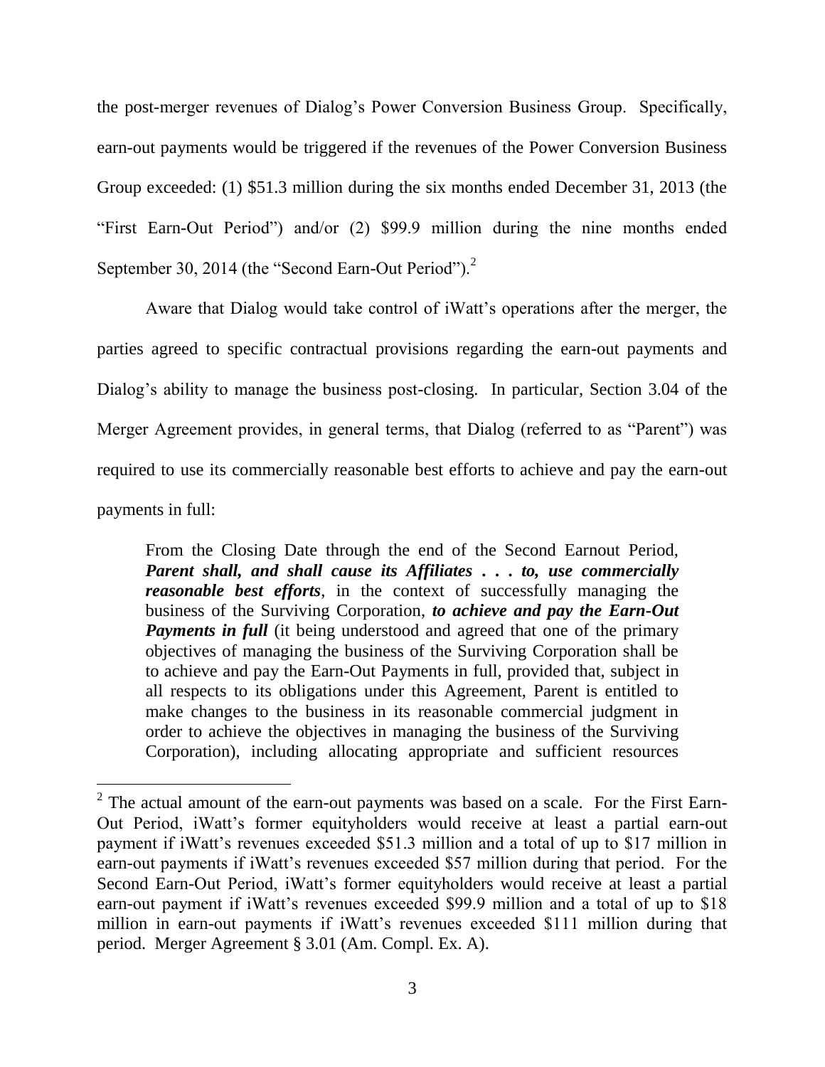the post-merger revenues of Dialog's Power Conversion Business Group. Specifically, earn-out payments would be triggered if the revenues of the Power Conversion Business Group exceeded: (1) $51.3 million during the six months ended December 31, 2013 (the "First Earn-Out Period") and/or (2) $99.9 million during the nine months ended September 30, 2014 (the "Second Earn-Out Period").[2]

Aware that Dialog would take control of iWatt's operations after the merger, the parties agreed to specific contractual provisions regarding the earn-out payments and Dialog's ability to manage the business post-closing. In particular, Section 3.04 of the Merger Agreement provides, in general terms, that Dialog (referred to as "Parent") was required to use its commercially reasonable best efforts to achieve and pay the earn-out payments in full:

> From the Closing Date through the end of the Second Earnout Period, ***Parent shall, and shall cause its Affiliates . . . to, use commercially reasonable best efforts***, in the context of successfully managing the business of the Surviving Corporation, ***to achieve and pay the Earn-Out Payments in full*** (it being understood and agreed that one of the primary objectives of managing the business of the Surviving Corporation shall be to achieve and pay the Earn-Out Payments in full, provided that, subject in all respects to its obligations under this Agreement, Parent is entitled to make changes to the business in its reasonable commercial judgment in order to achieve the objectives in managing the business of the Surviving Corporation), including allocating appropriate and sufficient resources

---

[2] The actual amount of the earn-out payments was based on a scale. For the First Earn-Out Period, iWatt's former equityholders would receive at least a partial earn-out payment if iWatt's revenues exceeded $51.3 million and a total of up to $17 million in earn-out payments if iWatt's revenues exceeded $57 million during that period. For the Second Earn-Out Period, iWatt's former equityholders would receive at least a partial earn-out payment if iWatt's revenues exceeded $99.9 million and a total of up to $18 million in earn-out payments if iWatt's revenues exceeded $111 million during that period. Merger Agreement § 3.01 (Am. Compl. Ex. A).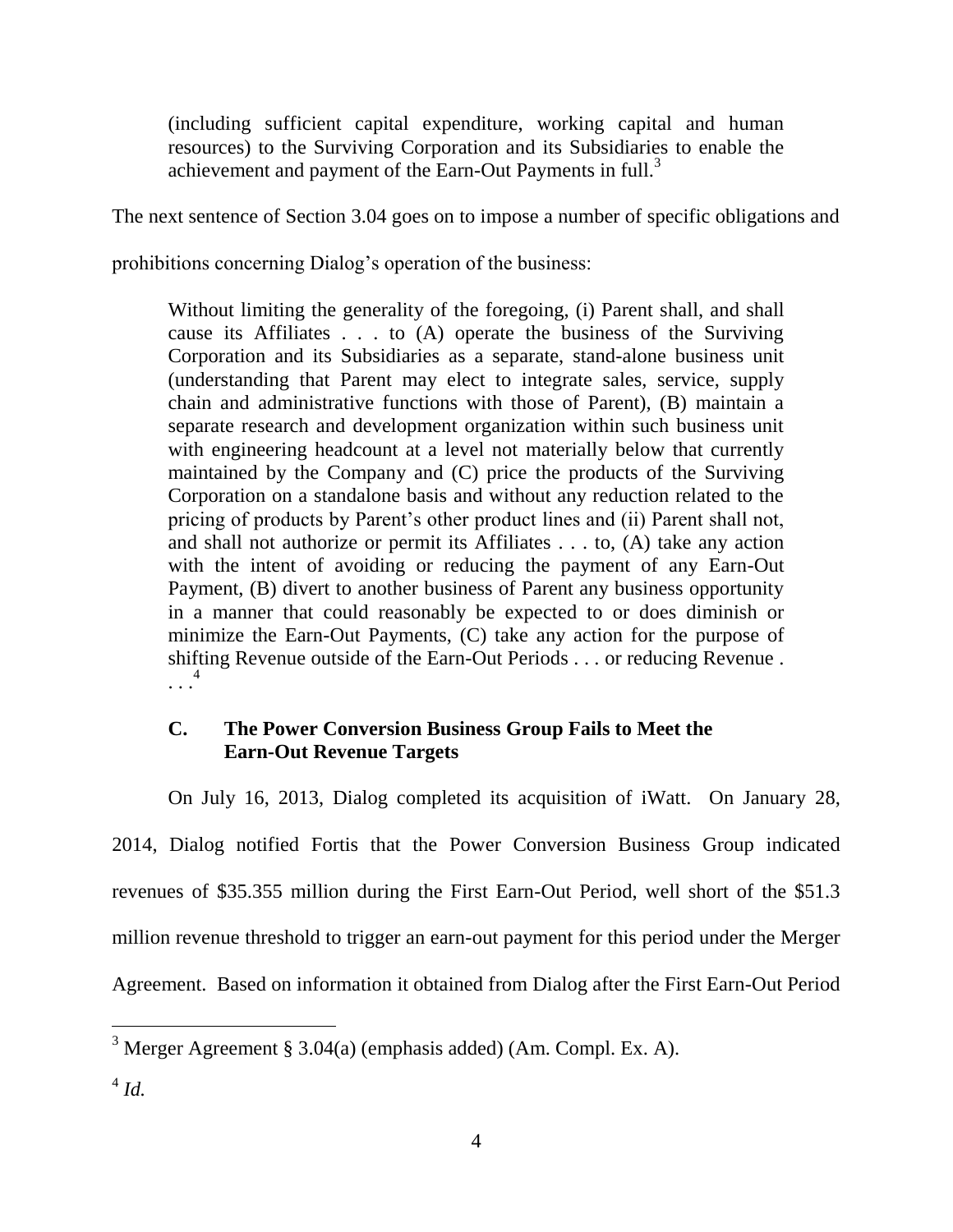> (including sufficient capital expenditure, working capital and human resources) to the Surviving Corporation and its Subsidiaries to enable the achievement and payment of the Earn-Out Payments in full.[3]

The next sentence of Section 3.04 goes on to impose a number of specific obligations and prohibitions concerning Dialog's operation of the business:

> Without limiting the generality of the foregoing, (i) Parent shall, and shall cause its Affiliates . . . to (A) operate the business of the Surviving Corporation and its Subsidiaries as a separate, stand-alone business unit (understanding that Parent may elect to integrate sales, service, supply chain and administrative functions with those of Parent), (B) maintain a separate research and development organization within such business unit with engineering headcount at a level not materially below that currently maintained by the Company and (C) price the products of the Surviving Corporation on a standalone basis and without any reduction related to the pricing of products by Parent's other product lines and (ii) Parent shall not, and shall not authorize or permit its Affiliates . . . to, (A) take any action with the intent of avoiding or reducing the payment of any Earn-Out Payment, (B) divert to another business of Parent any business opportunity in a manner that could reasonably be expected to or does diminish or minimize the Earn-Out Payments, (C) take any action for the purpose of shifting Revenue outside of the Earn-Out Periods . . . or reducing Revenue . . . .[4]

### C. The Power Conversion Business Group Fails to Meet the Earn-Out Revenue Targets

On July 16, 2013, Dialog completed its acquisition of iWatt. On January 28, 2014, Dialog notified Fortis that the Power Conversion Business Group indicated revenues of $35.355 million during the First Earn-Out Period, well short of the $51.3 million revenue threshold to trigger an earn-out payment for this period under the Merger Agreement. Based on information it obtained from Dialog after the First Earn-Out Period

---

[3] Merger Agreement § 3.04(a) (emphasis added) (Am. Compl. Ex. A).

[4] *Id.*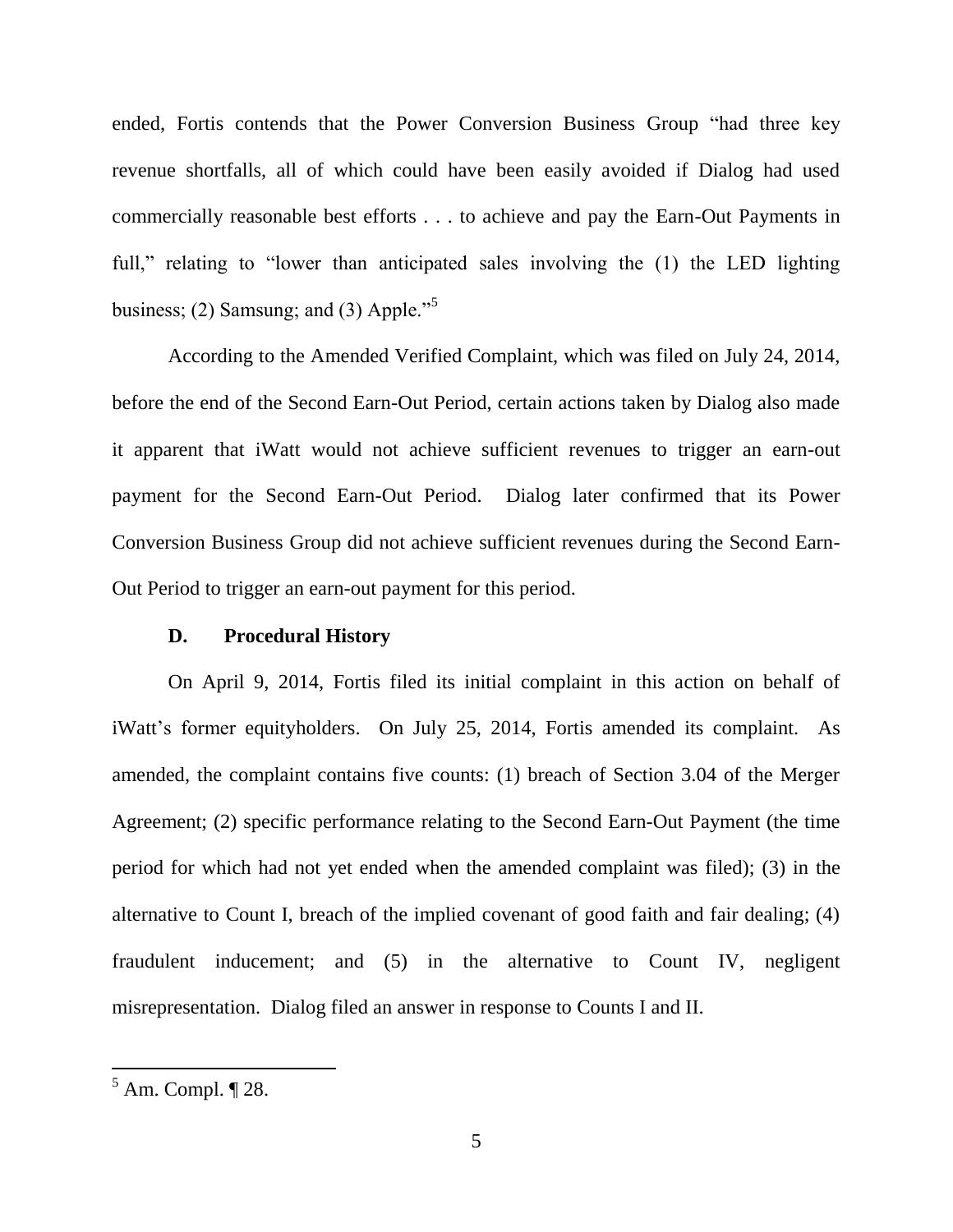ended, Fortis contends that the Power Conversion Business Group "had three key revenue shortfalls, all of which could have been easily avoided if Dialog had used commercially reasonable best efforts . . . to achieve and pay the Earn-Out Payments in full," relating to "lower than anticipated sales involving the (1) the LED lighting business; (2) Samsung; and (3) Apple."[5]

According to the Amended Verified Complaint, which was filed on July 24, 2014, before the end of the Second Earn-Out Period, certain actions taken by Dialog also made it apparent that iWatt would not achieve sufficient revenues to trigger an earn-out payment for the Second Earn-Out Period. Dialog later confirmed that its Power Conversion Business Group did not achieve sufficient revenues during the Second Earn-Out Period to trigger an earn-out payment for this period.

### D. Procedural History

On April 9, 2014, Fortis filed its initial complaint in this action on behalf of iWatt's former equityholders. On July 25, 2014, Fortis amended its complaint. As amended, the complaint contains five counts: (1) breach of Section 3.04 of the Merger Agreement; (2) specific performance relating to the Second Earn-Out Payment (the time period for which had not yet ended when the amended complaint was filed); (3) in the alternative to Count I, breach of the implied covenant of good faith and fair dealing; (4) fraudulent inducement; and (5) in the alternative to Count IV, negligent misrepresentation. Dialog filed an answer in response to Counts I and II.

---

[5] Am. Compl. ¶ 28.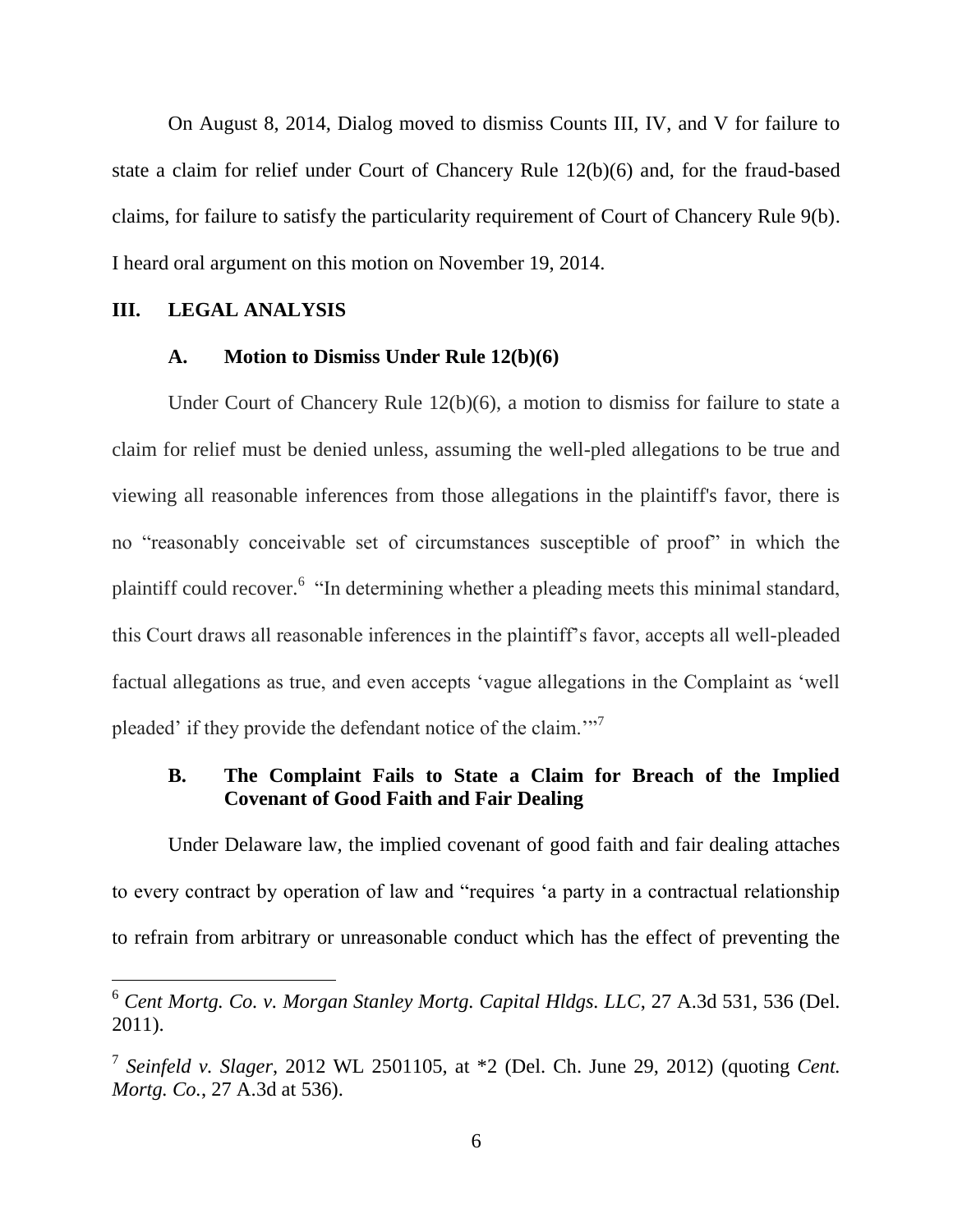On August 8, 2014, Dialog moved to dismiss Counts III, IV, and V for failure to state a claim for relief under Court of Chancery Rule 12(b)(6) and, for the fraud-based claims, for failure to satisfy the particularity requirement of Court of Chancery Rule 9(b). I heard oral argument on this motion on November 19, 2014.

## III. LEGAL ANALYSIS

### A. Motion to Dismiss Under Rule 12(b)(6)

Under Court of Chancery Rule 12(b)(6), a motion to dismiss for failure to state a claim for relief must be denied unless, assuming the well-pled allegations to be true and viewing all reasonable inferences from those allegations in the plaintiff's favor, there is no "reasonably conceivable set of circumstances susceptible of proof" in which the plaintiff could recover.[6] "In determining whether a pleading meets this minimal standard, this Court draws all reasonable inferences in the plaintiff's favor, accepts all well-pleaded factual allegations as true, and even accepts 'vague allegations in the Complaint as 'well pleaded' if they provide the defendant notice of the claim.'"[7]

### B. The Complaint Fails to State a Claim for Breach of the Implied Covenant of Good Faith and Fair Dealing

Under Delaware law, the implied covenant of good faith and fair dealing attaches to every contract by operation of law and "requires 'a party in a contractual relationship to refrain from arbitrary or unreasonable conduct which has the effect of preventing the

---

[6] *Cent Mortg. Co. v. Morgan Stanley Mortg. Capital Hldgs. LLC*, 27 A.3d 531, 536 (Del. 2011).

[7] *Seinfeld v. Slager*, 2012 WL 2501105, at *2 (Del. Ch. June 29, 2012) (quoting *Cent. Mortg. Co.*, 27 A.3d at 536).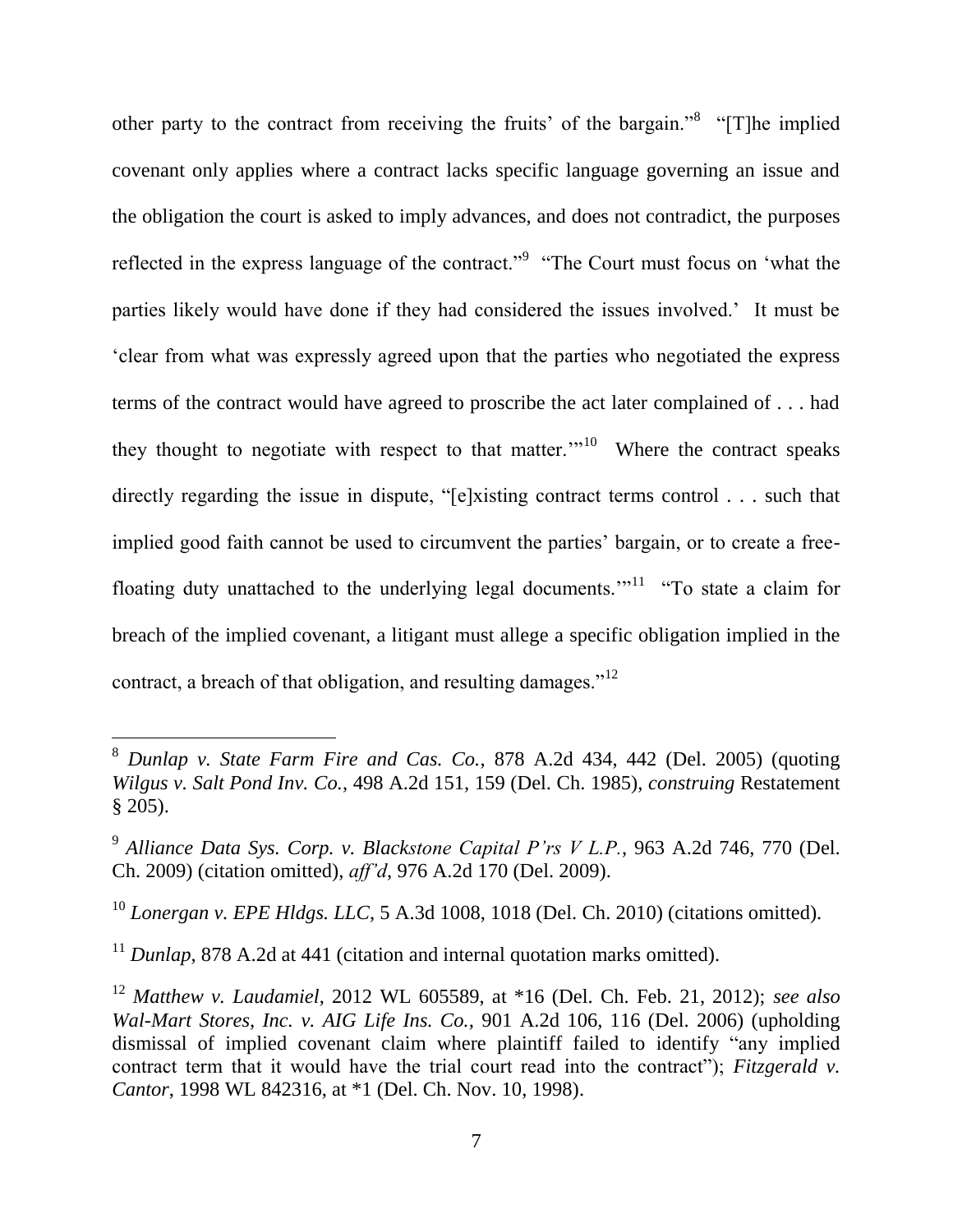other party to the contract from receiving the fruits' of the bargain."[8] "[T]he implied covenant only applies where a contract lacks specific language governing an issue and the obligation the court is asked to imply advances, and does not contradict, the purposes reflected in the express language of the contract."[9] "The Court must focus on 'what the parties likely would have done if they had considered the issues involved.' It must be 'clear from what was expressly agreed upon that the parties who negotiated the express terms of the contract would have agreed to proscribe the act later complained of . . . had they thought to negotiate with respect to that matter.'"[10] Where the contract speaks directly regarding the issue in dispute, "[e]xisting contract terms control . . . such that implied good faith cannot be used to circumvent the parties' bargain, or to create a free-floating duty unattached to the underlying legal documents.'"[11] "To state a claim for breach of the implied covenant, a litigant must allege a specific obligation implied in the contract, a breach of that obligation, and resulting damages."[12]

---

[8] *Dunlap v. State Farm Fire and Cas. Co.*, 878 A.2d 434, 442 (Del. 2005) (quoting *Wilgus v. Salt Pond Inv. Co.*, 498 A.2d 151, 159 (Del. Ch. 1985), *construing* Restatement § 205).

[9] *Alliance Data Sys. Corp. v. Blackstone Capital P'rs V L.P.*, 963 A.2d 746, 770 (Del. Ch. 2009) (citation omitted), *aff'd*, 976 A.2d 170 (Del. 2009).

[10] *Lonergan v. EPE Hldgs. LLC*, 5 A.3d 1008, 1018 (Del. Ch. 2010) (citations omitted).

[11] *Dunlap*, 878 A.2d at 441 (citation and internal quotation marks omitted).

[12] *Matthew v. Laudamiel*, 2012 WL 605589, at *16 (Del. Ch. Feb. 21, 2012); *see also Wal-Mart Stores, Inc. v. AIG Life Ins. Co.*, 901 A.2d 106, 116 (Del. 2006) (upholding dismissal of implied covenant claim where plaintiff failed to identify "any implied contract term that it would have the trial court read into the contract"); *Fitzgerald v. Cantor*, 1998 WL 842316, at *1 (Del. Ch. Nov. 10, 1998).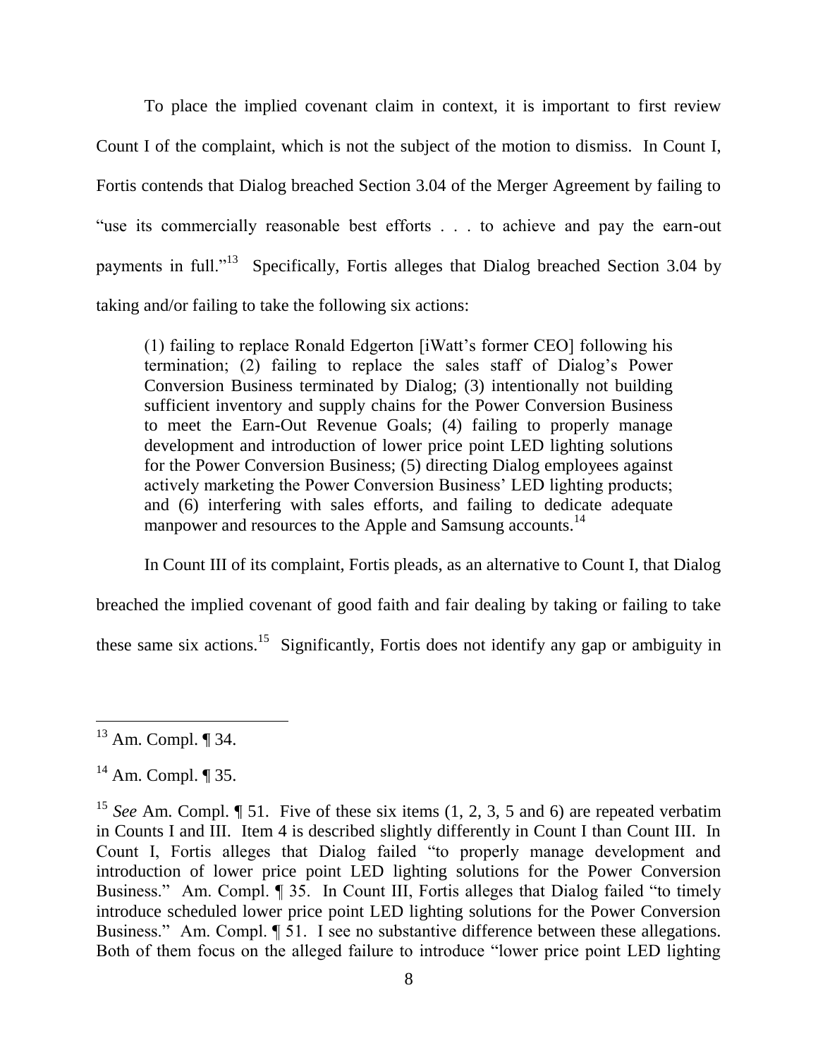To place the implied covenant claim in context, it is important to first review Count I of the complaint, which is not the subject of the motion to dismiss. In Count I, Fortis contends that Dialog breached Section 3.04 of the Merger Agreement by failing to "use its commercially reasonable best efforts . . . to achieve and pay the earn-out payments in full."[13] Specifically, Fortis alleges that Dialog breached Section 3.04 by taking and/or failing to take the following six actions:

> (1) failing to replace Ronald Edgerton [iWatt's former CEO] following his termination; (2) failing to replace the sales staff of Dialog's Power Conversion Business terminated by Dialog; (3) intentionally not building sufficient inventory and supply chains for the Power Conversion Business to meet the Earn-Out Revenue Goals; (4) failing to properly manage development and introduction of lower price point LED lighting solutions for the Power Conversion Business; (5) directing Dialog employees against actively marketing the Power Conversion Business' LED lighting products; and (6) interfering with sales efforts, and failing to dedicate adequate manpower and resources to the Apple and Samsung accounts.[14]

In Count III of its complaint, Fortis pleads, as an alternative to Count I, that Dialog breached the implied covenant of good faith and fair dealing by taking or failing to take these same six actions.[15] Significantly, Fortis does not identify any gap or ambiguity in

---

[13] Am. Compl. ¶ 34.

[14] Am. Compl. ¶ 35.

[15] *See* Am. Compl. ¶ 51. Five of these six items (1, 2, 3, 5 and 6) are repeated verbatim in Counts I and III. Item 4 is described slightly differently in Count I than Count III. In Count I, Fortis alleges that Dialog failed "to properly manage development and introduction of lower price point LED lighting solutions for the Power Conversion Business." Am. Compl. ¶ 35. In Count III, Fortis alleges that Dialog failed "to timely introduce scheduled lower price point LED lighting solutions for the Power Conversion Business." Am. Compl. ¶ 51. I see no substantive difference between these allegations. Both of them focus on the alleged failure to introduce "lower price point LED lighting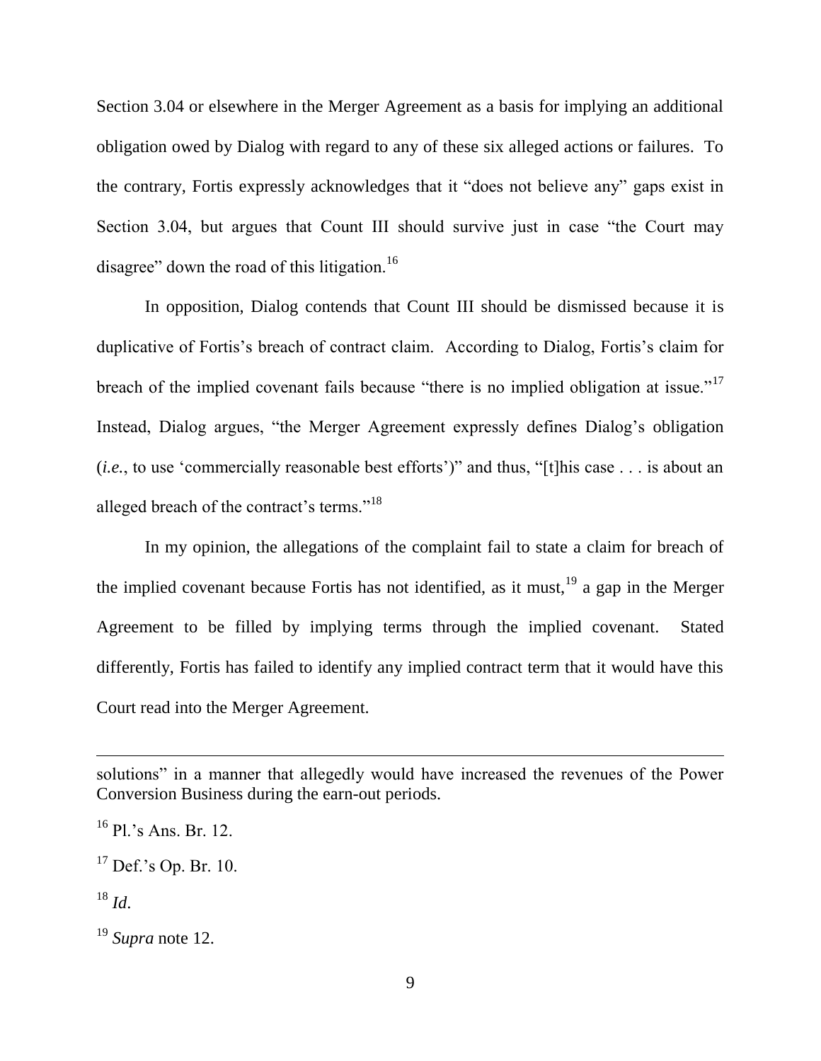Section 3.04 or elsewhere in the Merger Agreement as a basis for implying an additional obligation owed by Dialog with regard to any of these six alleged actions or failures. To the contrary, Fortis expressly acknowledges that it "does not believe any" gaps exist in Section 3.04, but argues that Count III should survive just in case "the Court may disagree" down the road of this litigation.[16]

In opposition, Dialog contends that Count III should be dismissed because it is duplicative of Fortis's breach of contract claim. According to Dialog, Fortis's claim for breach of the implied covenant fails because "there is no implied obligation at issue."[17] Instead, Dialog argues, "the Merger Agreement expressly defines Dialog's obligation (*i.e.*, to use 'commercially reasonable best efforts')" and thus, "[t]his case . . . is about an alleged breach of the contract's terms."[18]

In my opinion, the allegations of the complaint fail to state a claim for breach of the implied covenant because Fortis has not identified, as it must,[19] a gap in the Merger Agreement to be filled by implying terms through the implied covenant. Stated differently, Fortis has failed to identify any implied contract term that it would have this Court read into the Merger Agreement.

---

solutions" in a manner that allegedly would have increased the revenues of the Power Conversion Business during the earn-out periods.

[16] Pl.'s Ans. Br. 12.

[17] Def.'s Op. Br. 10.

[18] *Id*.

[19] *Supra* note 12.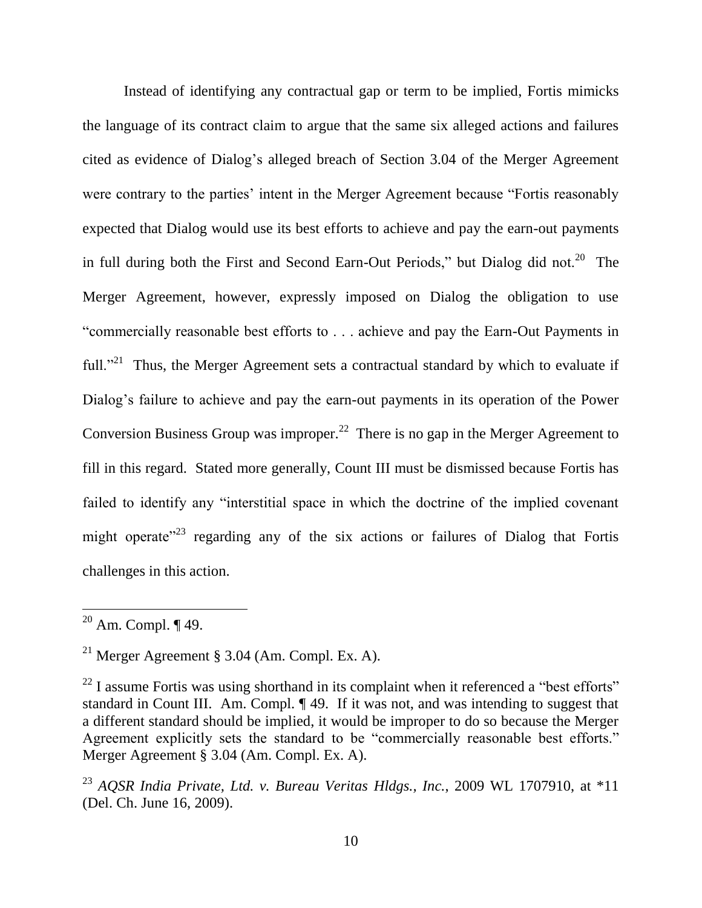Instead of identifying any contractual gap or term to be implied, Fortis mimicks the language of its contract claim to argue that the same six alleged actions and failures cited as evidence of Dialog's alleged breach of Section 3.04 of the Merger Agreement were contrary to the parties' intent in the Merger Agreement because "Fortis reasonably expected that Dialog would use its best efforts to achieve and pay the earn-out payments in full during both the First and Second Earn-Out Periods," but Dialog did not.[20] The Merger Agreement, however, expressly imposed on Dialog the obligation to use "commercially reasonable best efforts to . . . achieve and pay the Earn-Out Payments in full."[21] Thus, the Merger Agreement sets a contractual standard by which to evaluate if Dialog's failure to achieve and pay the earn-out payments in its operation of the Power Conversion Business Group was improper.[22] There is no gap in the Merger Agreement to fill in this regard. Stated more generally, Count III must be dismissed because Fortis has failed to identify any "interstitial space in which the doctrine of the implied covenant might operate"[23] regarding any of the six actions or failures of Dialog that Fortis challenges in this action.

---

[20] Am. Compl. ¶ 49.

[21] Merger Agreement § 3.04 (Am. Compl. Ex. A).

[22] I assume Fortis was using shorthand in its complaint when it referenced a "best efforts" standard in Count III. Am. Compl. ¶ 49. If it was not, and was intending to suggest that a different standard should be implied, it would be improper to do so because the Merger Agreement explicitly sets the standard to be "commercially reasonable best efforts." Merger Agreement § 3.04 (Am. Compl. Ex. A).

[23] *AQSR India Private, Ltd. v. Bureau Veritas Hldgs., Inc.*, 2009 WL 1707910, at \*11 (Del. Ch. June 16, 2009).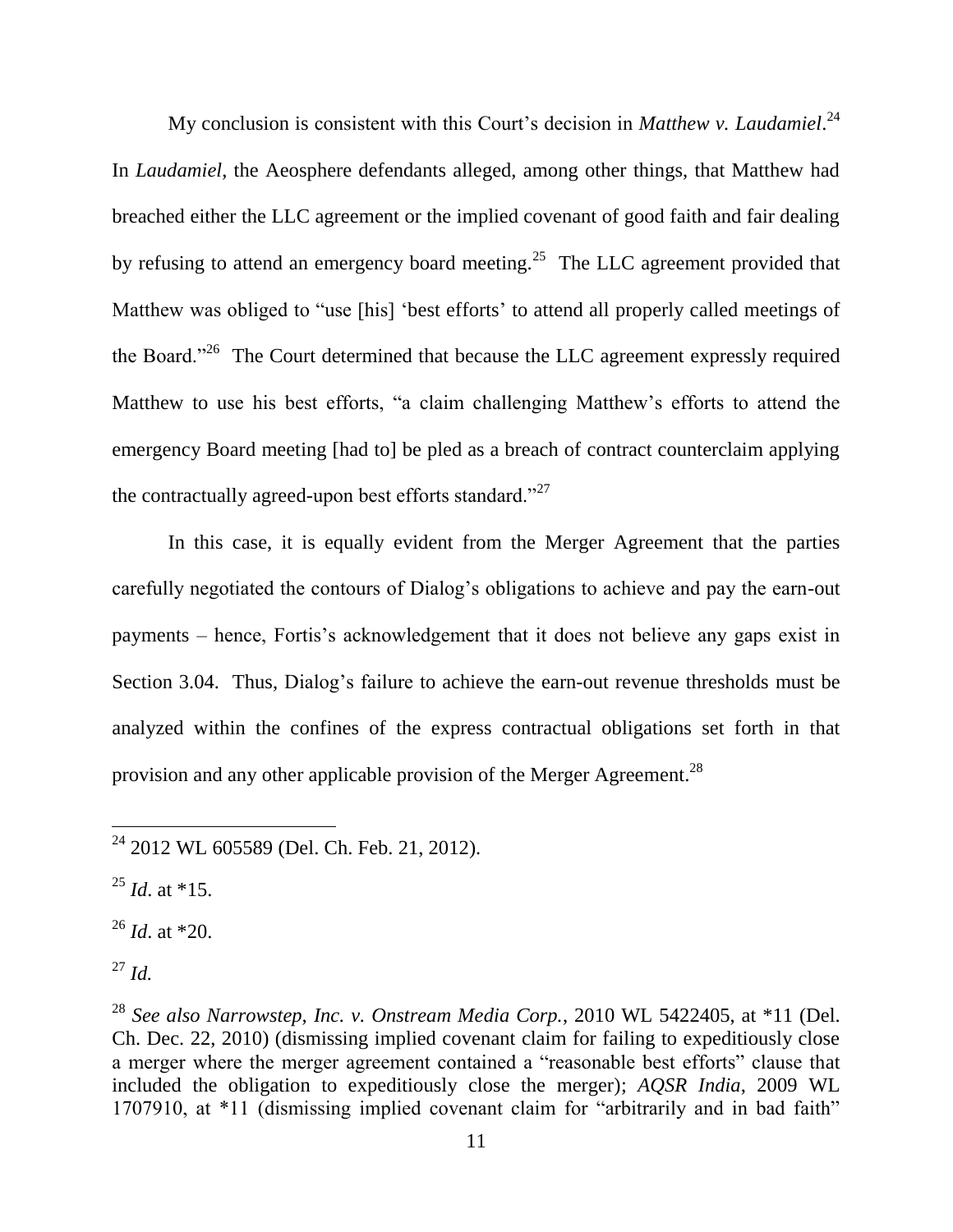My conclusion is consistent with this Court's decision in *Matthew v. Laudamiel*.[24] In *Laudamiel*, the Aeosphere defendants alleged, among other things, that Matthew had breached either the LLC agreement or the implied covenant of good faith and fair dealing by refusing to attend an emergency board meeting.[25] The LLC agreement provided that Matthew was obliged to "use [his] 'best efforts' to attend all properly called meetings of the Board."[26] The Court determined that because the LLC agreement expressly required Matthew to use his best efforts, "a claim challenging Matthew's efforts to attend the emergency Board meeting [had to] be pled as a breach of contract counterclaim applying the contractually agreed-upon best efforts standard."[27]

In this case, it is equally evident from the Merger Agreement that the parties carefully negotiated the contours of Dialog's obligations to achieve and pay the earn-out payments – hence, Fortis's acknowledgement that it does not believe any gaps exist in Section 3.04. Thus, Dialog's failure to achieve the earn-out revenue thresholds must be analyzed within the confines of the express contractual obligations set forth in that provision and any other applicable provision of the Merger Agreement.[28]

---

[24] 2012 WL 605589 (Del. Ch. Feb. 21, 2012).

[25] *Id*. at *15.

[26] *Id*. at *20.

[27] *Id.*

[28] *See also Narrowstep, Inc. v. Onstream Media Corp.*, 2010 WL 5422405, at *11 (Del. Ch. Dec. 22, 2010) (dismissing implied covenant claim for failing to expeditiously close a merger where the merger agreement contained a "reasonable best efforts" clause that included the obligation to expeditiously close the merger); *AQSR India*, 2009 WL 1707910, at *11 (dismissing implied covenant claim for "arbitrarily and in bad faith"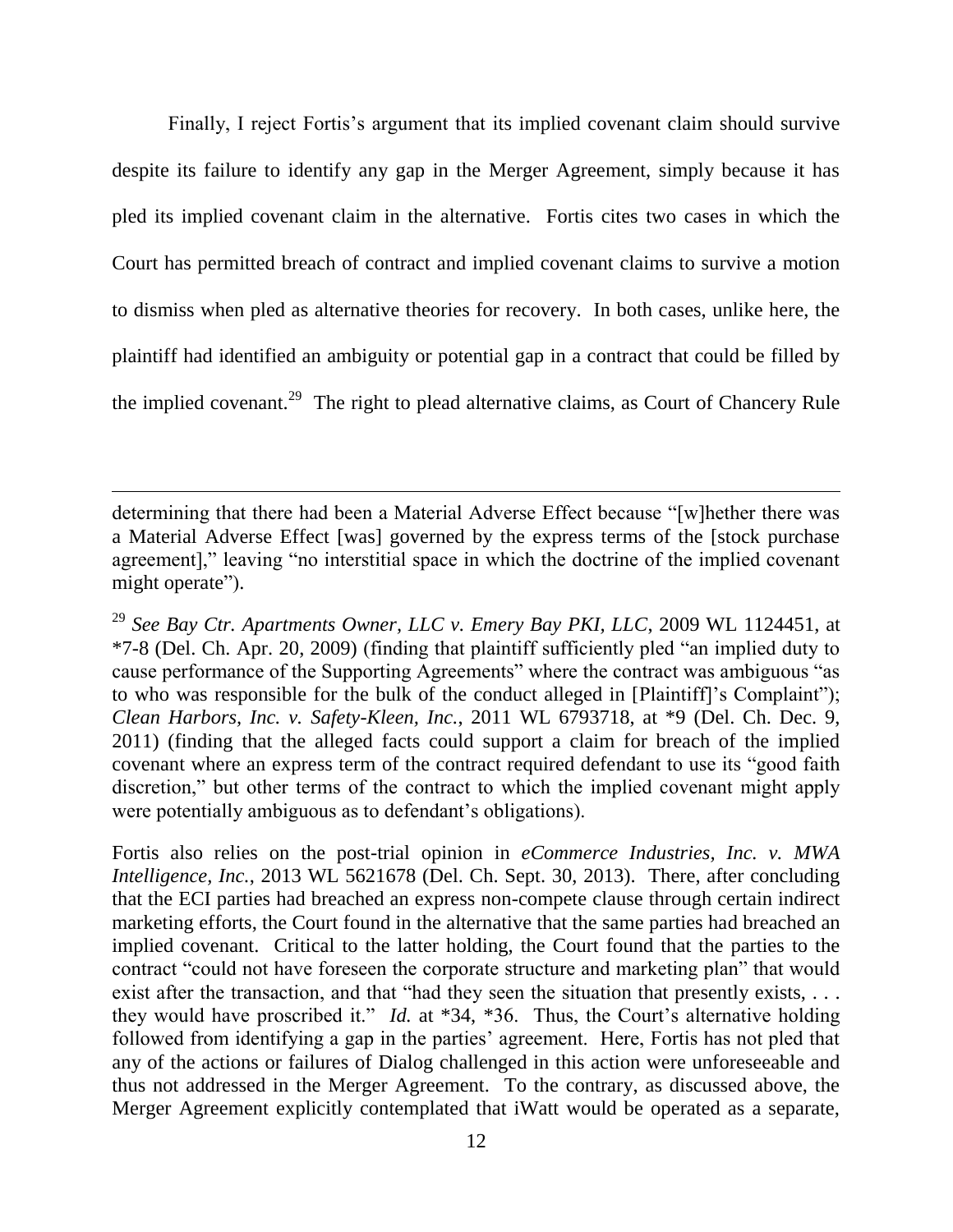Finally, I reject Fortis's argument that its implied covenant claim should survive despite its failure to identify any gap in the Merger Agreement, simply because it has pled its implied covenant claim in the alternative. Fortis cites two cases in which the Court has permitted breach of contract and implied covenant claims to survive a motion to dismiss when pled as alternative theories for recovery. In both cases, unlike here, the plaintiff had identified an ambiguity or potential gap in a contract that could be filled by the implied covenant.[29] The right to plead alternative claims, as Court of Chancery Rule

---

determining that there had been a Material Adverse Effect because "[w]hether there was a Material Adverse Effect [was] governed by the express terms of the [stock purchase agreement]," leaving "no interstitial space in which the doctrine of the implied covenant might operate").

[29] *See Bay Ctr. Apartments Owner, LLC v. Emery Bay PKI, LLC*, 2009 WL 1124451, at *7-8 (Del. Ch. Apr. 20, 2009) (finding that plaintiff sufficiently pled "an implied duty to cause performance of the Supporting Agreements" where the contract was ambiguous "as to who was responsible for the bulk of the conduct alleged in [Plaintiff]'s Complaint"); *Clean Harbors, Inc. v. Safety-Kleen, Inc.*, 2011 WL 6793718, at *9 (Del. Ch. Dec. 9, 2011) (finding that the alleged facts could support a claim for breach of the implied covenant where an express term of the contract required defendant to use its "good faith discretion," but other terms of the contract to which the implied covenant might apply were potentially ambiguous as to defendant's obligations).

Fortis also relies on the post-trial opinion in *eCommerce Industries, Inc. v. MWA Intelligence, Inc.*, 2013 WL 5621678 (Del. Ch. Sept. 30, 2013). There, after concluding that the ECI parties had breached an express non-compete clause through certain indirect marketing efforts, the Court found in the alternative that the same parties had breached an implied covenant. Critical to the latter holding, the Court found that the parties to the contract "could not have foreseen the corporate structure and marketing plan" that would exist after the transaction, and that "had they seen the situation that presently exists, . . . they would have proscribed it." *Id.* at *34, *36. Thus, the Court's alternative holding followed from identifying a gap in the parties' agreement. Here, Fortis has not pled that any of the actions or failures of Dialog challenged in this action were unforeseeable and thus not addressed in the Merger Agreement. To the contrary, as discussed above, the Merger Agreement explicitly contemplated that iWatt would be operated as a separate,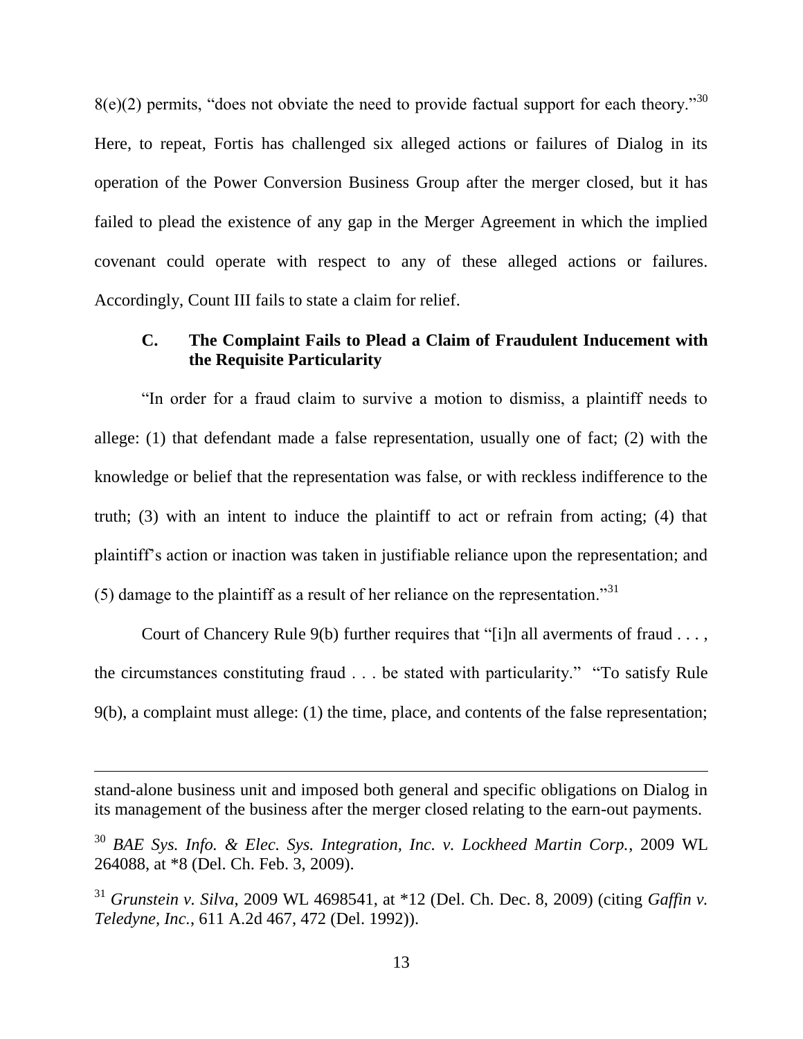8(e)(2) permits, "does not obviate the need to provide factual support for each theory."[30] Here, to repeat, Fortis has challenged six alleged actions or failures of Dialog in its operation of the Power Conversion Business Group after the merger closed, but it has failed to plead the existence of any gap in the Merger Agreement in which the implied covenant could operate with respect to any of these alleged actions or failures. Accordingly, Count III fails to state a claim for relief.

### C. The Complaint Fails to Plead a Claim of Fraudulent Inducement with the Requisite Particularity

"In order for a fraud claim to survive a motion to dismiss, a plaintiff needs to allege: (1) that defendant made a false representation, usually one of fact; (2) with the knowledge or belief that the representation was false, or with reckless indifference to the truth; (3) with an intent to induce the plaintiff to act or refrain from acting; (4) that plaintiff's action or inaction was taken in justifiable reliance upon the representation; and (5) damage to the plaintiff as a result of her reliance on the representation."[31]

Court of Chancery Rule 9(b) further requires that "[i]n all averments of fraud . . . , the circumstances constituting fraud . . . be stated with particularity." "To satisfy Rule 9(b), a complaint must allege: (1) the time, place, and contents of the false representation;

---

stand-alone business unit and imposed both general and specific obligations on Dialog in its management of the business after the merger closed relating to the earn-out payments.

[30] *BAE Sys. Info. & Elec. Sys. Integration, Inc. v. Lockheed Martin Corp.*, 2009 WL 264088, at *8 (Del. Ch. Feb. 3, 2009).

[31] *Grunstein v. Silva*, 2009 WL 4698541, at *12 (Del. Ch. Dec. 8, 2009) (citing *Gaffin v. Teledyne, Inc.*, 611 A.2d 467, 472 (Del. 1992)).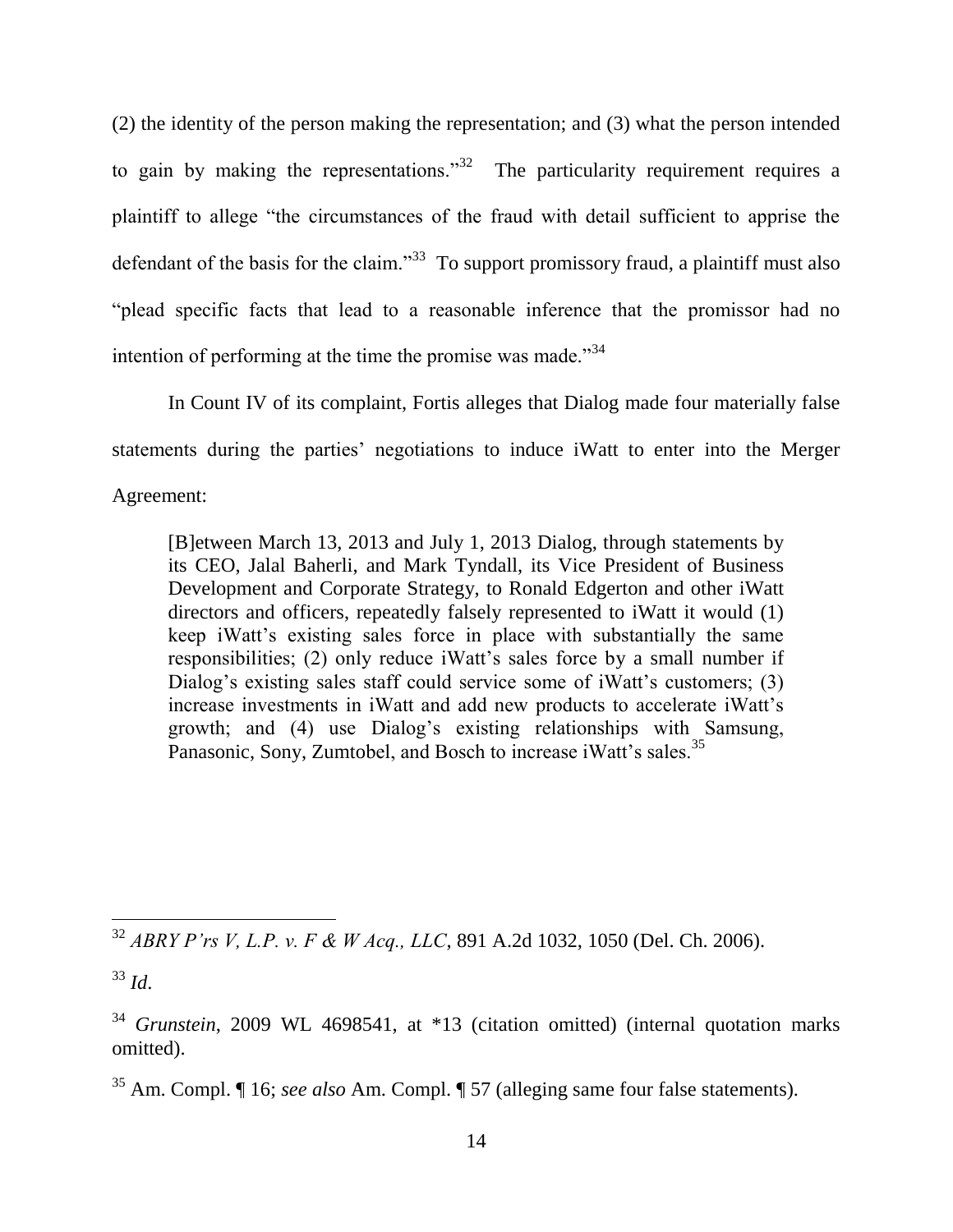(2) the identity of the person making the representation; and (3) what the person intended to gain by making the representations."[32] The particularity requirement requires a plaintiff to allege "the circumstances of the fraud with detail sufficient to apprise the defendant of the basis for the claim."[33] To support promissory fraud, a plaintiff must also "plead specific facts that lead to a reasonable inference that the promissor had no intention of performing at the time the promise was made."[34]

In Count IV of its complaint, Fortis alleges that Dialog made four materially false statements during the parties' negotiations to induce iWatt to enter into the Merger Agreement:

> [B]etween March 13, 2013 and July 1, 2013 Dialog, through statements by its CEO, Jalal Baherli, and Mark Tyndall, its Vice President of Business Development and Corporate Strategy, to Ronald Edgerton and other iWatt directors and officers, repeatedly falsely represented to iWatt it would (1) keep iWatt's existing sales force in place with substantially the same responsibilities; (2) only reduce iWatt's sales force by a small number if Dialog's existing sales staff could service some of iWatt's customers; (3) increase investments in iWatt and add new products to accelerate iWatt's growth; and (4) use Dialog's existing relationships with Samsung, Panasonic, Sony, Zumtobel, and Bosch to increase iWatt's sales.[35]

---

[32] *ABRY P'rs V, L.P. v. F & W Acq., LLC*, 891 A.2d 1032, 1050 (Del. Ch. 2006).

[33] *Id*.

[34] *Grunstein*, 2009 WL 4698541, at *13 (citation omitted) (internal quotation marks omitted).

[35] Am. Compl. ¶ 16; *see also* Am. Compl. ¶ 57 (alleging same four false statements).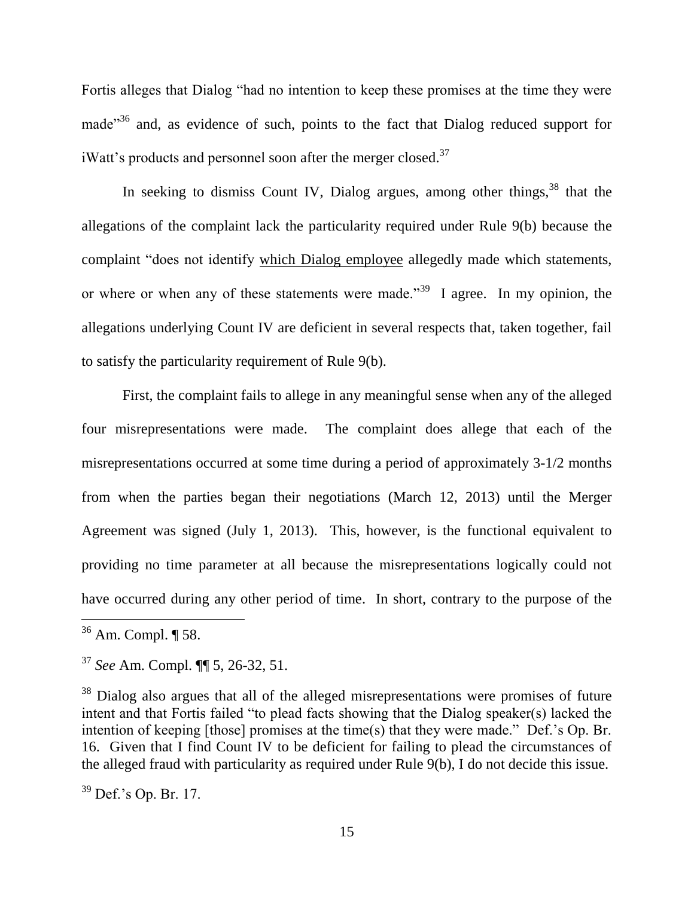Fortis alleges that Dialog "had no intention to keep these promises at the time they were made"[36] and, as evidence of such, points to the fact that Dialog reduced support for iWatt's products and personnel soon after the merger closed.[37]

In seeking to dismiss Count IV, Dialog argues, among other things,[38] that the allegations of the complaint lack the particularity required under Rule 9(b) because the complaint "does not identify <u>which Dialog employee</u> allegedly made which statements, or where or when any of these statements were made."[39] I agree. In my opinion, the allegations underlying Count IV are deficient in several respects that, taken together, fail to satisfy the particularity requirement of Rule 9(b).

First, the complaint fails to allege in any meaningful sense when any of the alleged four misrepresentations were made. The complaint does allege that each of the misrepresentations occurred at some time during a period of approximately 3-1/2 months from when the parties began their negotiations (March 12, 2013) until the Merger Agreement was signed (July 1, 2013). This, however, is the functional equivalent to providing no time parameter at all because the misrepresentations logically could not have occurred during any other period of time. In short, contrary to the purpose of the

---

[36] Am. Compl. ¶ 58.

[37] *See* Am. Compl. ¶¶ 5, 26-32, 51.

[38] Dialog also argues that all of the alleged misrepresentations were promises of future intent and that Fortis failed "to plead facts showing that the Dialog speaker(s) lacked the intention of keeping [those] promises at the time(s) that they were made." Def.'s Op. Br. 16. Given that I find Count IV to be deficient for failing to plead the circumstances of the alleged fraud with particularity as required under Rule 9(b), I do not decide this issue.

[39] Def.'s Op. Br. 17.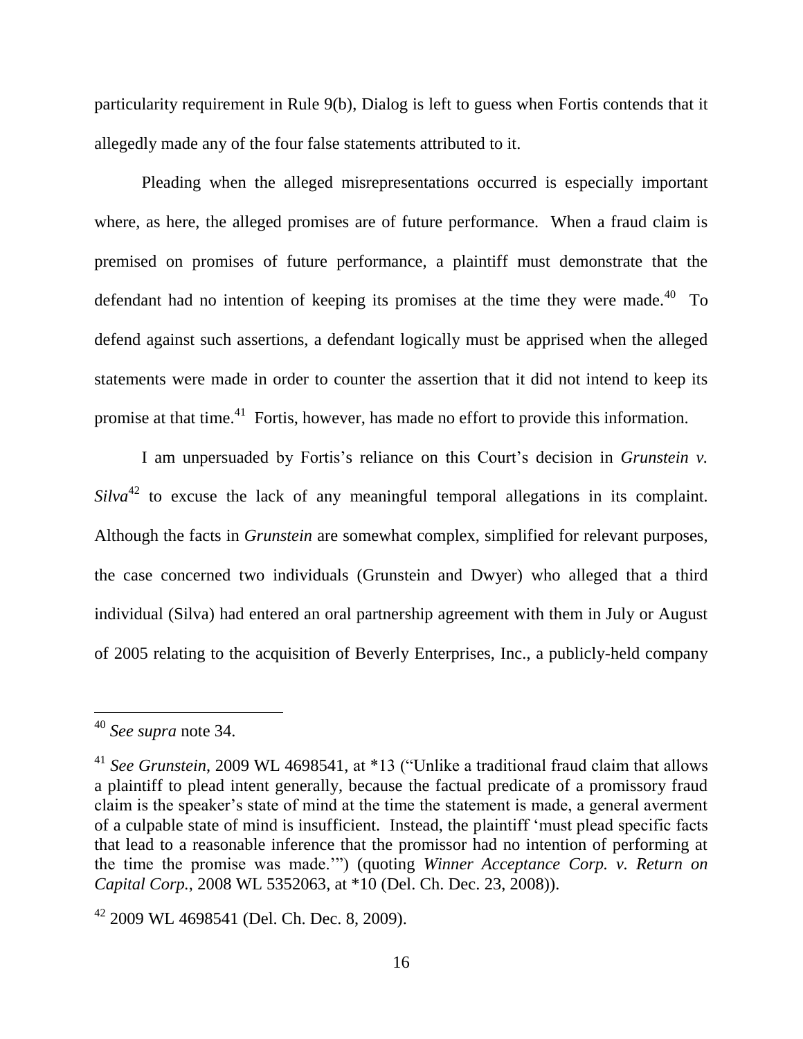particularity requirement in Rule 9(b), Dialog is left to guess when Fortis contends that it allegedly made any of the four false statements attributed to it.

Pleading when the alleged misrepresentations occurred is especially important where, as here, the alleged promises are of future performance. When a fraud claim is premised on promises of future performance, a plaintiff must demonstrate that the defendant had no intention of keeping its promises at the time they were made.[40] To defend against such assertions, a defendant logically must be apprised when the alleged statements were made in order to counter the assertion that it did not intend to keep its promise at that time.[41] Fortis, however, has made no effort to provide this information.

I am unpersuaded by Fortis's reliance on this Court's decision in *Grunstein v. Silva*[42] to excuse the lack of any meaningful temporal allegations in its complaint. Although the facts in *Grunstein* are somewhat complex, simplified for relevant purposes, the case concerned two individuals (Grunstein and Dwyer) who alleged that a third individual (Silva) had entered an oral partnership agreement with them in July or August of 2005 relating to the acquisition of Beverly Enterprises, Inc., a publicly-held company

---

[40] *See supra* note 34.

[41] *See Grunstein*, 2009 WL 4698541, at *13 ("Unlike a traditional fraud claim that allows a plaintiff to plead intent generally, because the factual predicate of a promissory fraud claim is the speaker's state of mind at the time the statement is made, a general averment of a culpable state of mind is insufficient. Instead, the plaintiff 'must plead specific facts that lead to a reasonable inference that the promissor had no intention of performing at the time the promise was made.'") (quoting *Winner Acceptance Corp. v. Return on Capital Corp.*, 2008 WL 5352063, at *10 (Del. Ch. Dec. 23, 2008)).

[42] 2009 WL 4698541 (Del. Ch. Dec. 8, 2009).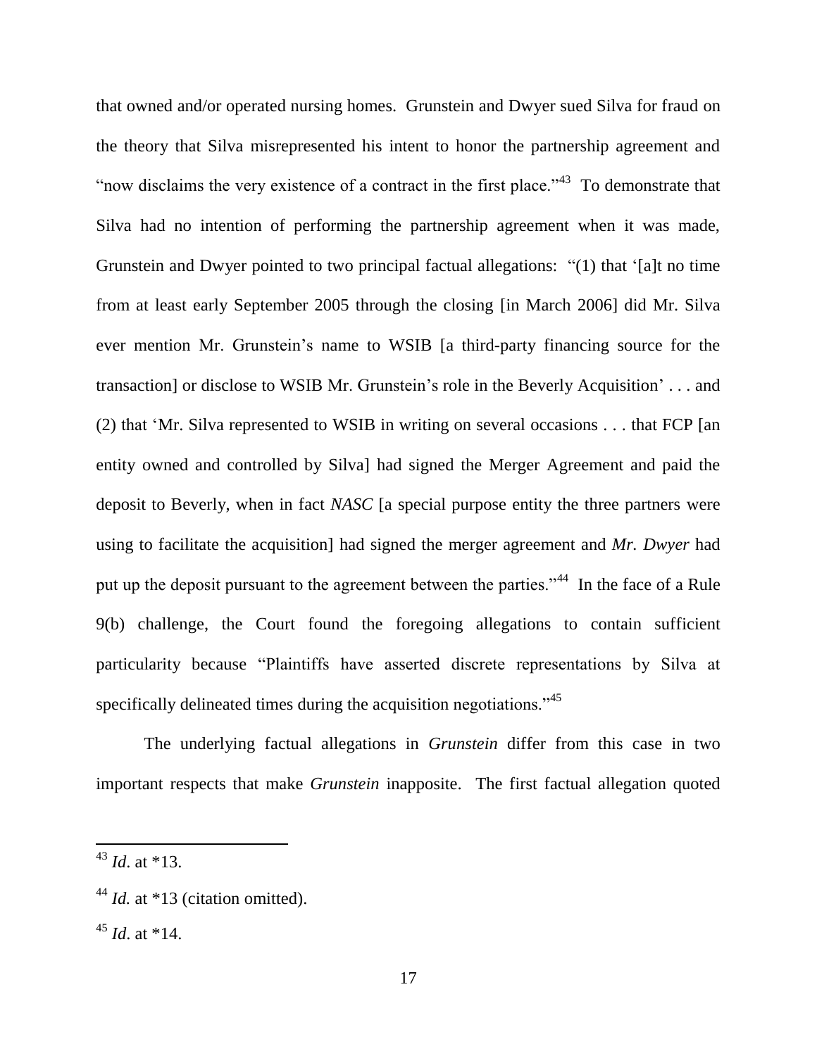that owned and/or operated nursing homes. Grunstein and Dwyer sued Silva for fraud on the theory that Silva misrepresented his intent to honor the partnership agreement and "now disclaims the very existence of a contract in the first place."[43] To demonstrate that Silva had no intention of performing the partnership agreement when it was made, Grunstein and Dwyer pointed to two principal factual allegations: "(1) that '[a]t no time from at least early September 2005 through the closing [in March 2006] did Mr. Silva ever mention Mr. Grunstein's name to WSIB [a third-party financing source for the transaction] or disclose to WSIB Mr. Grunstein's role in the Beverly Acquisition' . . . and (2) that 'Mr. Silva represented to WSIB in writing on several occasions . . . that FCP [an entity owned and controlled by Silva] had signed the Merger Agreement and paid the deposit to Beverly, when in fact *NASC* [a special purpose entity the three partners were using to facilitate the acquisition] had signed the merger agreement and *Mr. Dwyer* had put up the deposit pursuant to the agreement between the parties."[44] In the face of a Rule 9(b) challenge, the Court found the foregoing allegations to contain sufficient particularity because "Plaintiffs have asserted discrete representations by Silva at specifically delineated times during the acquisition negotiations."[45]

The underlying factual allegations in *Grunstein* differ from this case in two important respects that make *Grunstein* inapposite. The first factual allegation quoted

---

[43] *Id*. at *13.

[44] *Id.* at *13 (citation omitted).

[45] *Id*. at *14.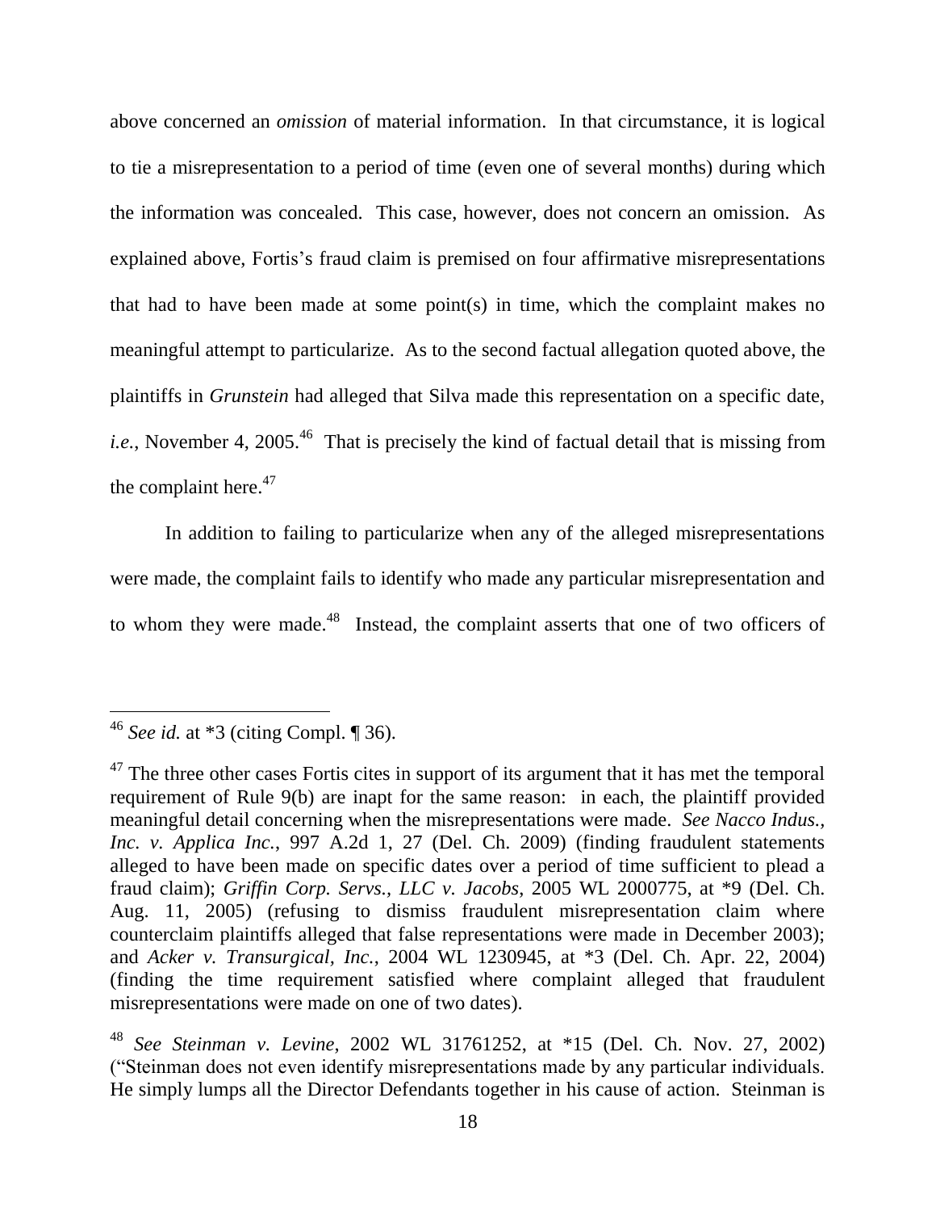above concerned an *omission* of material information. In that circumstance, it is logical to tie a misrepresentation to a period of time (even one of several months) during which the information was concealed. This case, however, does not concern an omission. As explained above, Fortis's fraud claim is premised on four affirmative misrepresentations that had to have been made at some point(s) in time, which the complaint makes no meaningful attempt to particularize. As to the second factual allegation quoted above, the plaintiffs in *Grunstein* had alleged that Silva made this representation on a specific date, *i.e.*, November 4, 2005.[46] That is precisely the kind of factual detail that is missing from the complaint here.[47]

In addition to failing to particularize when any of the alleged misrepresentations were made, the complaint fails to identify who made any particular misrepresentation and to whom they were made.[48] Instead, the complaint asserts that one of two officers of

---

[46] *See id.* at *3 (citing Compl. ¶ 36).

[47] The three other cases Fortis cites in support of its argument that it has met the temporal requirement of Rule 9(b) are inapt for the same reason: in each, the plaintiff provided meaningful detail concerning when the misrepresentations were made. *See Nacco Indus., Inc. v. Applica Inc.*, 997 A.2d 1, 27 (Del. Ch. 2009) (finding fraudulent statements alleged to have been made on specific dates over a period of time sufficient to plead a fraud claim); *Griffin Corp. Servs., LLC v. Jacobs*, 2005 WL 2000775, at *9 (Del. Ch. Aug. 11, 2005) (refusing to dismiss fraudulent misrepresentation claim where counterclaim plaintiffs alleged that false representations were made in December 2003); and *Acker v. Transurgical, Inc.*, 2004 WL 1230945, at *3 (Del. Ch. Apr. 22, 2004) (finding the time requirement satisfied where complaint alleged that fraudulent misrepresentations were made on one of two dates).

[48] *See Steinman v. Levine*, 2002 WL 31761252, at *15 (Del. Ch. Nov. 27, 2002) ("Steinman does not even identify misrepresentations made by any particular individuals. He simply lumps all the Director Defendants together in his cause of action. Steinman is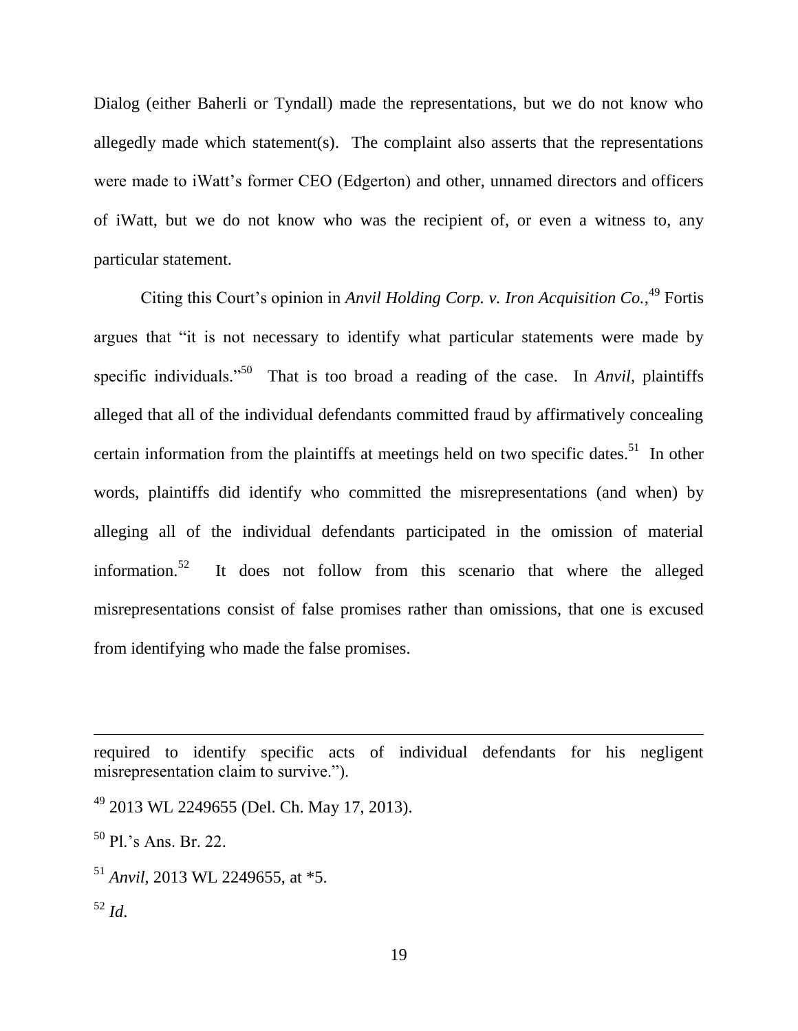Dialog (either Baherli or Tyndall) made the representations, but we do not know who allegedly made which statement(s). The complaint also asserts that the representations were made to iWatt's former CEO (Edgerton) and other, unnamed directors and officers of iWatt, but we do not know who was the recipient of, or even a witness to, any particular statement.

Citing this Court's opinion in *Anvil Holding Corp. v. Iron Acquisition Co.*,[49] Fortis argues that "it is not necessary to identify what particular statements were made by specific individuals."[50] That is too broad a reading of the case. In *Anvil*, plaintiffs alleged that all of the individual defendants committed fraud by affirmatively concealing certain information from the plaintiffs at meetings held on two specific dates.[51] In other words, plaintiffs did identify who committed the misrepresentations (and when) by alleging all of the individual defendants participated in the omission of material information.[52] It does not follow from this scenario that where the alleged misrepresentations consist of false promises rather than omissions, that one is excused from identifying who made the false promises.

---

required to identify specific acts of individual defendants for his negligent misrepresentation claim to survive.").

[49] 2013 WL 2249655 (Del. Ch. May 17, 2013).

[50] Pl.'s Ans. Br. 22.

[51] *Anvil*, 2013 WL 2249655, at *5.

[52] *Id*.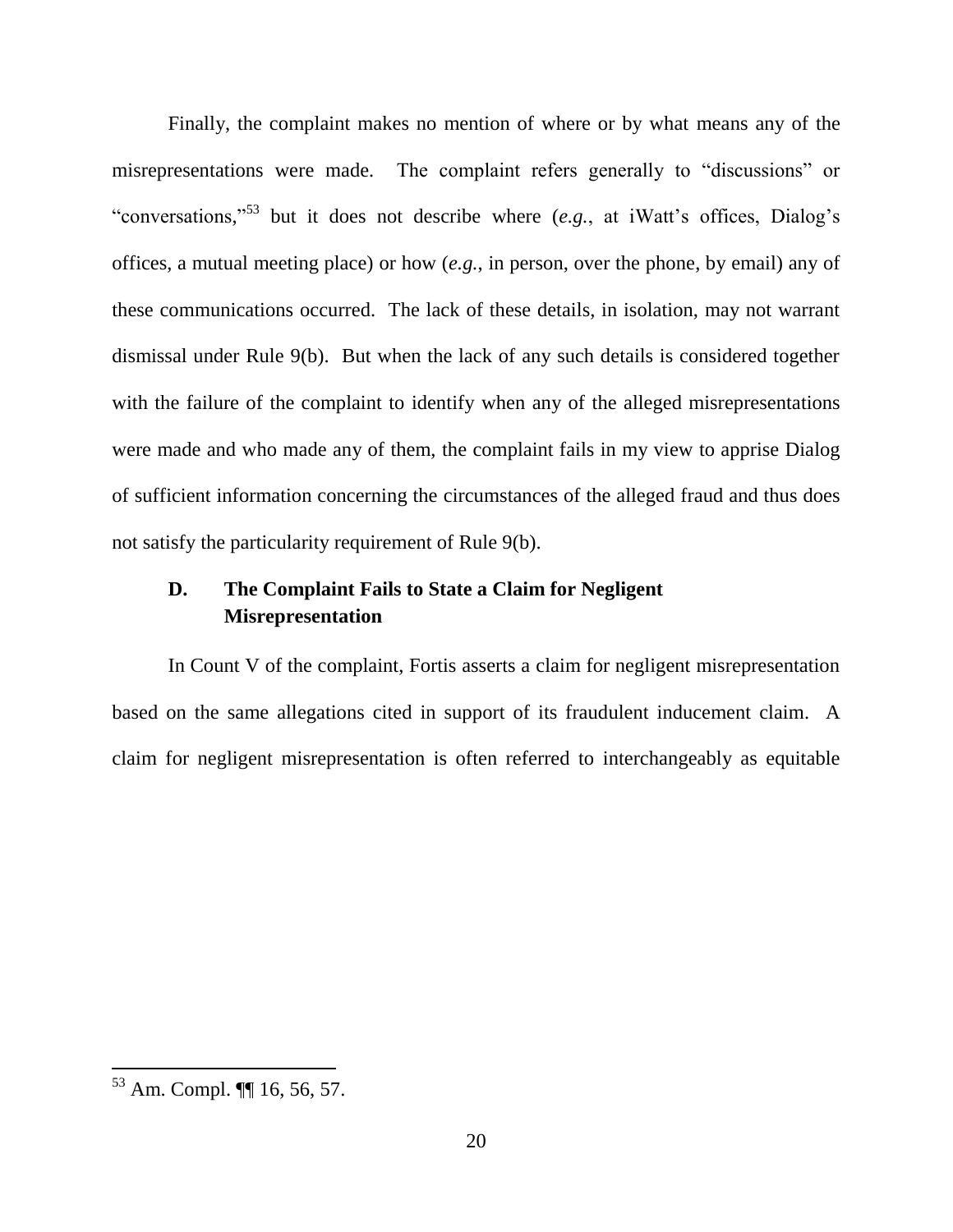Finally, the complaint makes no mention of where or by what means any of the misrepresentations were made. The complaint refers generally to "discussions" or "conversations,"[53] but it does not describe where (*e.g.*, at iWatt's offices, Dialog's offices, a mutual meeting place) or how (*e.g.*, in person, over the phone, by email) any of these communications occurred. The lack of these details, in isolation, may not warrant dismissal under Rule 9(b). But when the lack of any such details is considered together with the failure of the complaint to identify when any of the alleged misrepresentations were made and who made any of them, the complaint fails in my view to apprise Dialog of sufficient information concerning the circumstances of the alleged fraud and thus does not satisfy the particularity requirement of Rule 9(b).

### D. The Complaint Fails to State a Claim for Negligent Misrepresentation

In Count V of the complaint, Fortis asserts a claim for negligent misrepresentation based on the same allegations cited in support of its fraudulent inducement claim. A claim for negligent misrepresentation is often referred to interchangeably as equitable

---

[53] Am. Compl. ¶¶ 16, 56, 57.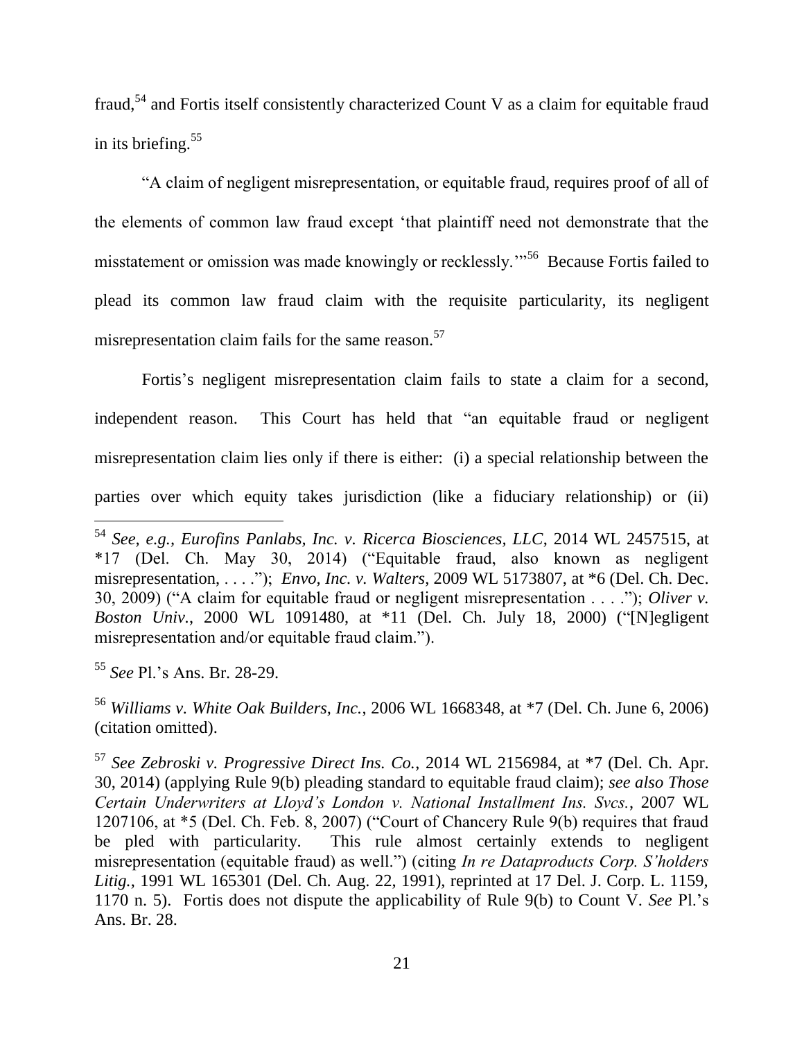fraud,[54] and Fortis itself consistently characterized Count V as a claim for equitable fraud in its briefing.[55]

"A claim of negligent misrepresentation, or equitable fraud, requires proof of all of the elements of common law fraud except 'that plaintiff need not demonstrate that the misstatement or omission was made knowingly or recklessly.'"[56] Because Fortis failed to plead its common law fraud claim with the requisite particularity, its negligent misrepresentation claim fails for the same reason.[57]

Fortis's negligent misrepresentation claim fails to state a claim for a second, independent reason. This Court has held that "an equitable fraud or negligent misrepresentation claim lies only if there is either: (i) a special relationship between the parties over which equity takes jurisdiction (like a fiduciary relationship) or (ii)

---

[54] *See, e.g.*, *Eurofins Panlabs, Inc. v. Ricerca Biosciences, LLC*, 2014 WL 2457515, at \*17 (Del. Ch. May 30, 2014) ("Equitable fraud, also known as negligent misrepresentation, . . . ."); *Envo, Inc. v. Walters*, 2009 WL 5173807, at \*6 (Del. Ch. Dec. 30, 2009) ("A claim for equitable fraud or negligent misrepresentation . . . ."); *Oliver v. Boston Univ.*, 2000 WL 1091480, at \*11 (Del. Ch. July 18, 2000) ("[N]egligent misrepresentation and/or equitable fraud claim.").

[55] *See* Pl.'s Ans. Br. 28-29.

[56] *Williams v. White Oak Builders, Inc.*, 2006 WL 1668348, at \*7 (Del. Ch. June 6, 2006) (citation omitted).

[57] *See Zebroski v. Progressive Direct Ins. Co.*, 2014 WL 2156984, at \*7 (Del. Ch. Apr. 30, 2014) (applying Rule 9(b) pleading standard to equitable fraud claim); *see also Those Certain Underwriters at Lloyd's London v. National Installment Ins. Svcs.*, 2007 WL 1207106, at \*5 (Del. Ch. Feb. 8, 2007) ("Court of Chancery Rule 9(b) requires that fraud be pled with particularity. This rule almost certainly extends to negligent misrepresentation (equitable fraud) as well.") (citing *In re Dataproducts Corp. S'holders Litig.*, 1991 WL 165301 (Del. Ch. Aug. 22, 1991), reprinted at 17 Del. J. Corp. L. 1159, 1170 n. 5). Fortis does not dispute the applicability of Rule 9(b) to Count V. *See* Pl.'s Ans. Br. 28.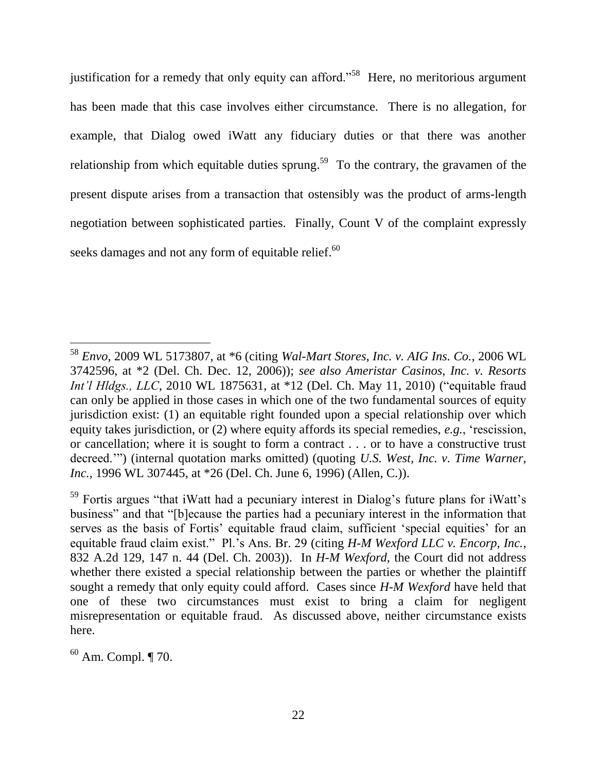justification for a remedy that only equity can afford."[58] Here, no meritorious argument has been made that this case involves either circumstance. There is no allegation, for example, that Dialog owed iWatt any fiduciary duties or that there was another relationship from which equitable duties sprung.[59] To the contrary, the gravamen of the present dispute arises from a transaction that ostensibly was the product of arms-length negotiation between sophisticated parties. Finally, Count V of the complaint expressly seeks damages and not any form of equitable relief.[60]

---

[58] *Envo*, 2009 WL 5173807, at *6 (citing *Wal-Mart Stores, Inc. v. AIG Ins. Co.*, 2006 WL 3742596, at *2 (Del. Ch. Dec. 12, 2006)); *see also Ameristar Casinos, Inc. v. Resorts Int'l Hldgs., LLC*, 2010 WL 1875631, at *12 (Del. Ch. May 11, 2010) ("equitable fraud can only be applied in those cases in which one of the two fundamental sources of equity jurisdiction exist: (1) an equitable right founded upon a special relationship over which equity takes jurisdiction, or (2) where equity affords its special remedies, *e.g.*, 'rescission, or cancellation; where it is sought to form a contract . . . or to have a constructive trust decreed.'") (internal quotation marks omitted) (quoting *U.S. West, Inc. v. Time Warner, Inc.*, 1996 WL 307445, at *26 (Del. Ch. June 6, 1996) (Allen, C.)).

[59] Fortis argues "that iWatt had a pecuniary interest in Dialog's future plans for iWatt's business" and that "[b]ecause the parties had a pecuniary interest in the information that serves as the basis of Fortis' equitable fraud claim, sufficient 'special equities' for an equitable fraud claim exist." Pl.'s Ans. Br. 29 (citing *H-M Wexford LLC v. Encorp, Inc.*, 832 A.2d 129, 147 n. 44 (Del. Ch. 2003)). In *H-M Wexford*, the Court did not address whether there existed a special relationship between the parties or whether the plaintiff sought a remedy that only equity could afford. Cases since *H-M Wexford* have held that one of these two circumstances must exist to bring a claim for negligent misrepresentation or equitable fraud. As discussed above, neither circumstance exists here.

[60] Am. Compl. ¶ 70.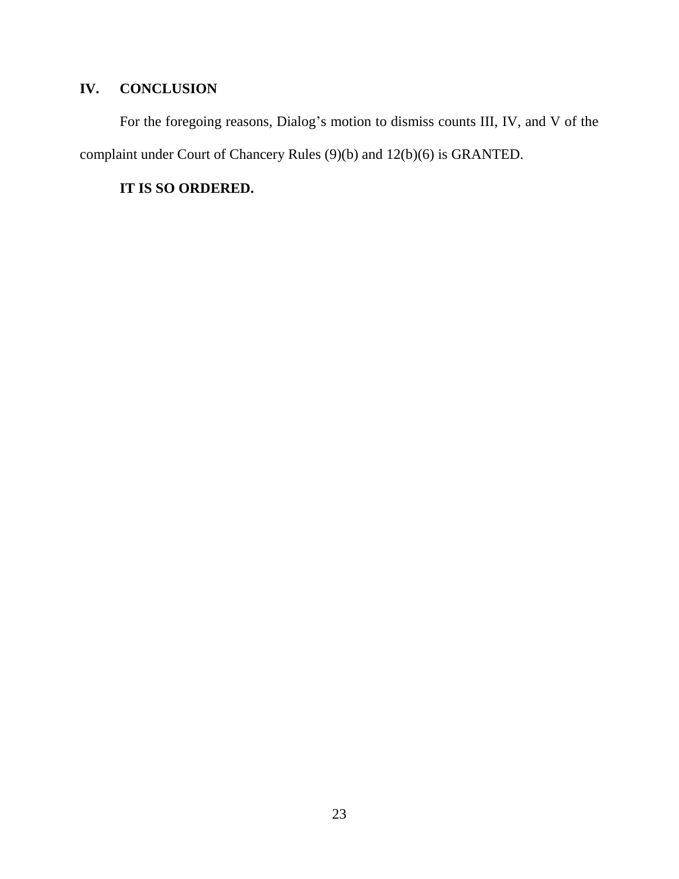## IV. CONCLUSION

For the foregoing reasons, Dialog's motion to dismiss counts III, IV, and V of the complaint under Court of Chancery Rules (9)(b) and 12(b)(6) is GRANTED.

**IT IS SO ORDERED.**